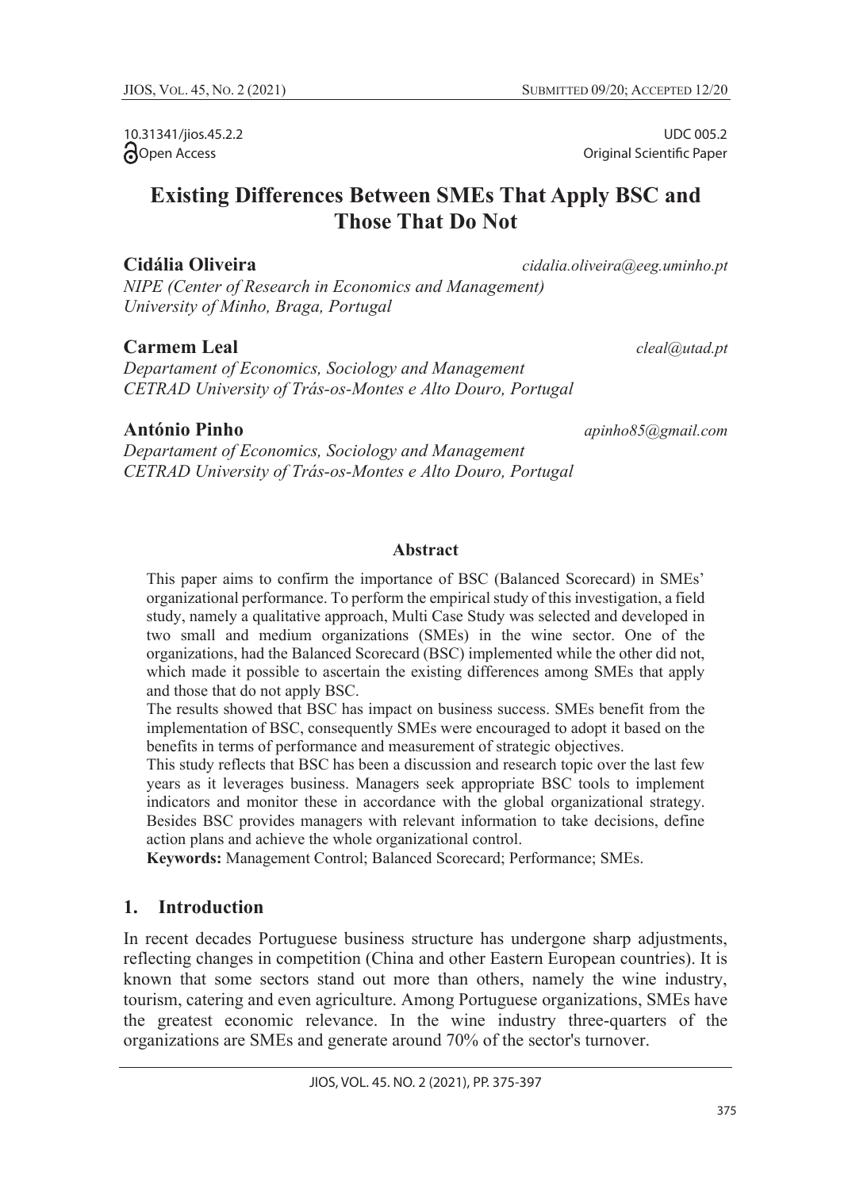10.31341/jios.45.2.2
Open Access

UDC 005.2
Original Scientific Paper

# Existing Differences Between SMEs That Apply BSC and Those That Do Not

**Cidália Oliveira** *cidalia.oliveira@eeg.uminho.pt*
*NIPE (Center of Research in Economics and Management)*
*University of Minho, Braga, Portugal*

**Carmem Leal** *cleal@utad.pt*
*Departament of Economics, Sociology and Management*
*CETRAD University of Trás-os-Montes e Alto Douro, Portugal*

**António Pinho** *apinho85@gmail.com*
*Departament of Economics, Sociology and Management*
*CETRAD University of Trás-os-Montes e Alto Douro, Portugal*

### Abstract

This paper aims to confirm the importance of BSC (Balanced Scorecard) in SMEs' organizational performance. To perform the empirical study of this investigation, a field study, namely a qualitative approach, Multi Case Study was selected and developed in two small and medium organizations (SMEs) in the wine sector. One of the organizations, had the Balanced Scorecard (BSC) implemented while the other did not, which made it possible to ascertain the existing differences among SMEs that apply and those that do not apply BSC.

The results showed that BSC has impact on business success. SMEs benefit from the implementation of BSC, consequently SMEs were encouraged to adopt it based on the benefits in terms of performance and measurement of strategic objectives.

This study reflects that BSC has been a discussion and research topic over the last few years as it leverages business. Managers seek appropriate BSC tools to implement indicators and monitor these in accordance with the global organizational strategy. Besides BSC provides managers with relevant information to take decisions, define action plans and achieve the whole organizational control.

**Keywords:** Management Control; Balanced Scorecard; Performance; SMEs.

## 1. Introduction

In recent decades Portuguese business structure has undergone sharp adjustments, reflecting changes in competition (China and other Eastern European countries). It is known that some sectors stand out more than others, namely the wine industry, tourism, catering and even agriculture. Among Portuguese organizations, SMEs have the greatest economic relevance. In the wine industry three-quarters of the organizations are SMEs and generate around 70% of the sector's turnover.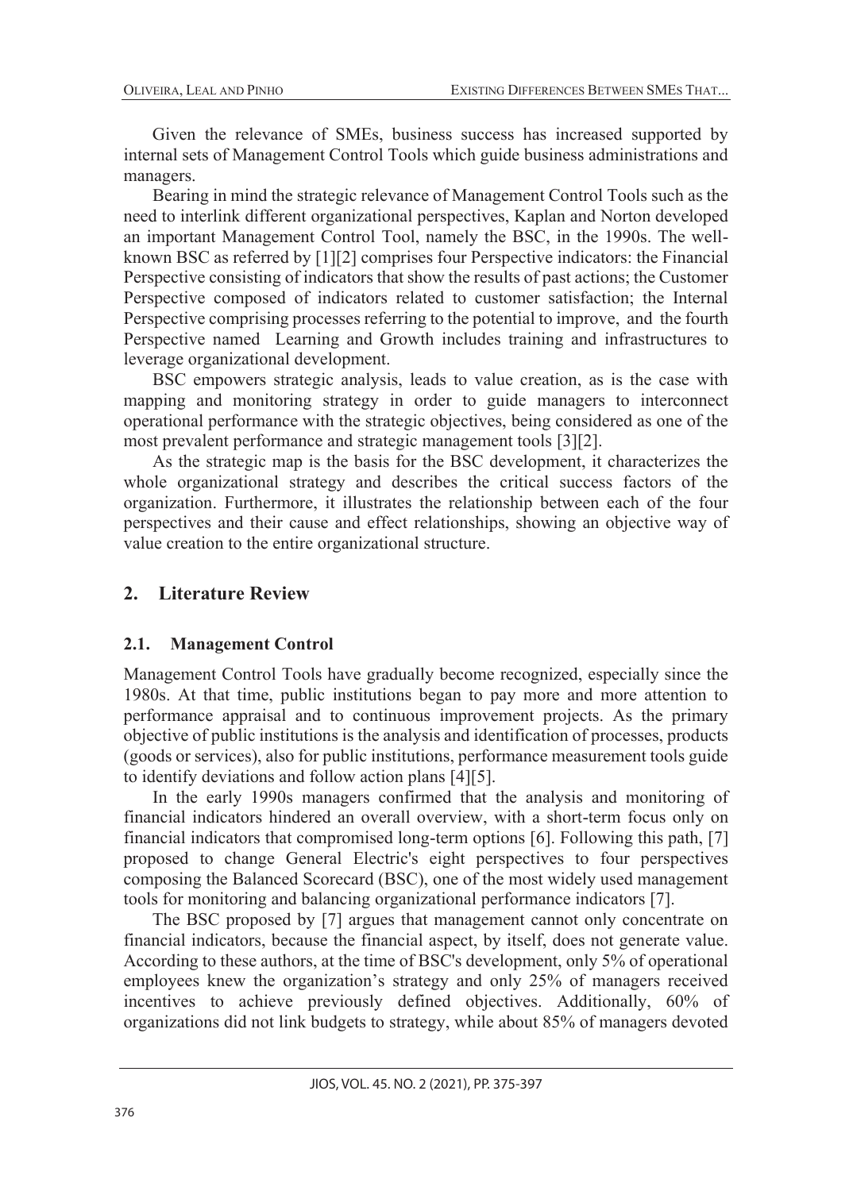Given the relevance of SMEs, business success has increased supported by internal sets of Management Control Tools which guide business administrations and managers.

Bearing in mind the strategic relevance of Management Control Tools such as the need to interlink different organizational perspectives, Kaplan and Norton developed an important Management Control Tool, namely the BSC, in the 1990s. The well-known BSC as referred by [1][2] comprises four Perspective indicators: the Financial Perspective consisting of indicators that show the results of past actions; the Customer Perspective composed of indicators related to customer satisfaction; the Internal Perspective comprising processes referring to the potential to improve, and the fourth Perspective named Learning and Growth includes training and infrastructures to leverage organizational development.

BSC empowers strategic analysis, leads to value creation, as is the case with mapping and monitoring strategy in order to guide managers to interconnect operational performance with the strategic objectives, being considered as one of the most prevalent performance and strategic management tools [3][2].

As the strategic map is the basis for the BSC development, it characterizes the whole organizational strategy and describes the critical success factors of the organization. Furthermore, it illustrates the relationship between each of the four perspectives and their cause and effect relationships, showing an objective way of value creation to the entire organizational structure.

## 2. Literature Review

### 2.1. Management Control

Management Control Tools have gradually become recognized, especially since the 1980s. At that time, public institutions began to pay more and more attention to performance appraisal and to continuous improvement projects. As the primary objective of public institutions is the analysis and identification of processes, products (goods or services), also for public institutions, performance measurement tools guide to identify deviations and follow action plans [4][5].

In the early 1990s managers confirmed that the analysis and monitoring of financial indicators hindered an overall overview, with a short-term focus only on financial indicators that compromised long-term options [6]. Following this path, [7] proposed to change General Electric's eight perspectives to four perspectives composing the Balanced Scorecard (BSC), one of the most widely used management tools for monitoring and balancing organizational performance indicators [7].

The BSC proposed by [7] argues that management cannot only concentrate on financial indicators, because the financial aspect, by itself, does not generate value. According to these authors, at the time of BSC's development, only 5% of operational employees knew the organization's strategy and only 25% of managers received incentives to achieve previously defined objectives. Additionally, 60% of organizations did not link budgets to strategy, while about 85% of managers devoted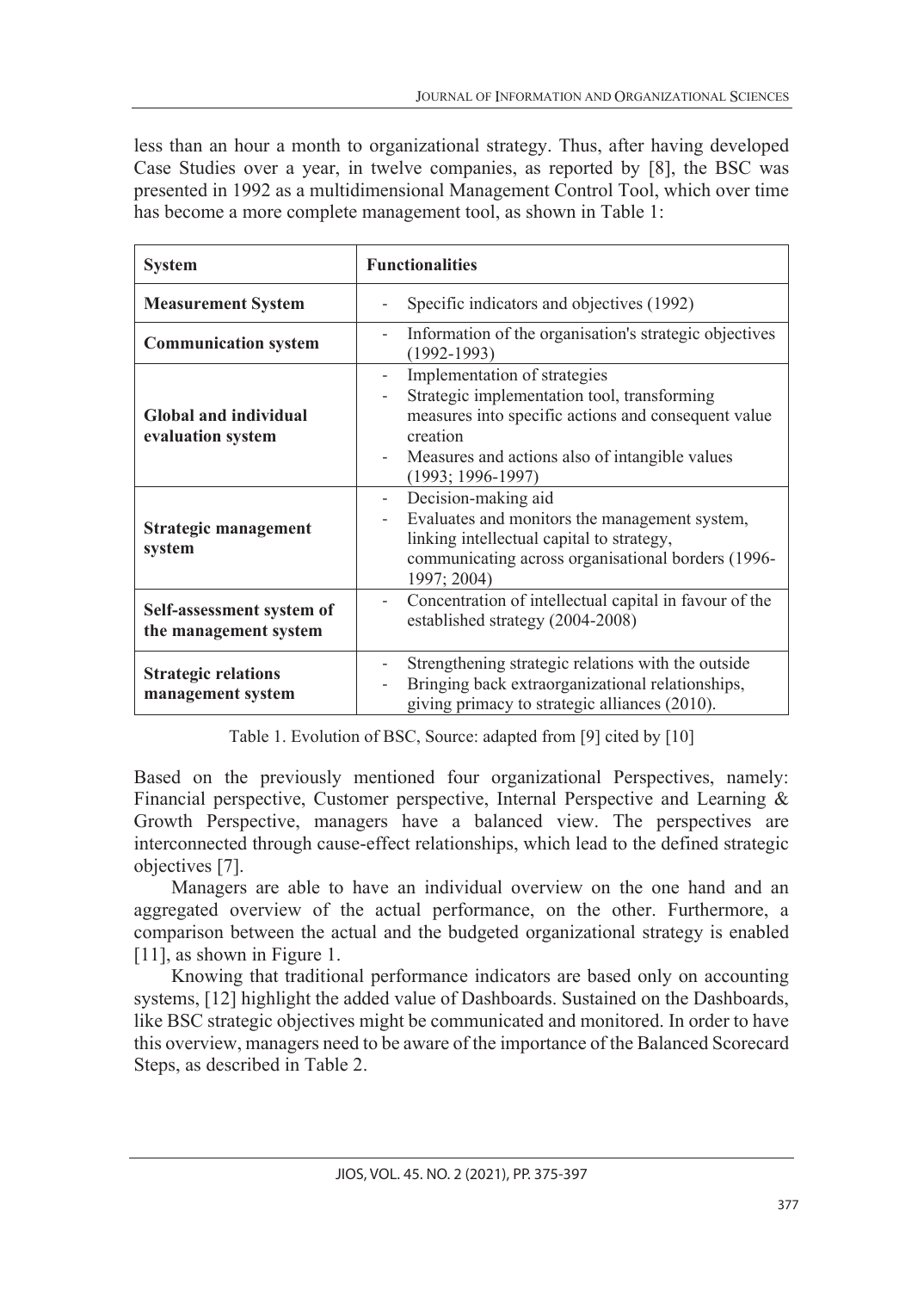less than an hour a month to organizational strategy. Thus, after having developed Case Studies over a year, in twelve companies, as reported by [8], the BSC was presented in 1992 as a multidimensional Management Control Tool, which over time has become a more complete management tool, as shown in Table 1:

| System | Functionalities |
|---|---|
| **Measurement System** | - Specific indicators and objectives (1992) |
| **Communication system** | - Information of the organisation's strategic objectives (1992-1993) |
| **Global and individual evaluation system** | - Implementation of strategies<br>- Strategic implementation tool, transforming measures into specific actions and consequent value creation<br>- Measures and actions also of intangible values (1993; 1996-1997) |
| **Strategic management system** | - Decision-making aid<br>- Evaluates and monitors the management system, linking intellectual capital to strategy, communicating across organisational borders (1996-1997; 2004) |
| **Self-assessment system of the management system** | - Concentration of intellectual capital in favour of the established strategy (2004-2008) |
| **Strategic relations management system** | - Strengthening strategic relations with the outside<br>- Bringing back extraorganizational relationships, giving primacy to strategic alliances (2010). |

Table 1. Evolution of BSC, Source: adapted from [9] cited by [10]

Based on the previously mentioned four organizational Perspectives, namely: Financial perspective, Customer perspective, Internal Perspective and Learning & Growth Perspective, managers have a balanced view. The perspectives are interconnected through cause-effect relationships, which lead to the defined strategic objectives [7].

Managers are able to have an individual overview on the one hand and an aggregated overview of the actual performance, on the other. Furthermore, a comparison between the actual and the budgeted organizational strategy is enabled [11], as shown in Figure 1.

Knowing that traditional performance indicators are based only on accounting systems, [12] highlight the added value of Dashboards. Sustained on the Dashboards, like BSC strategic objectives might be communicated and monitored. In order to have this overview, managers need to be aware of the importance of the Balanced Scorecard Steps, as described in Table 2.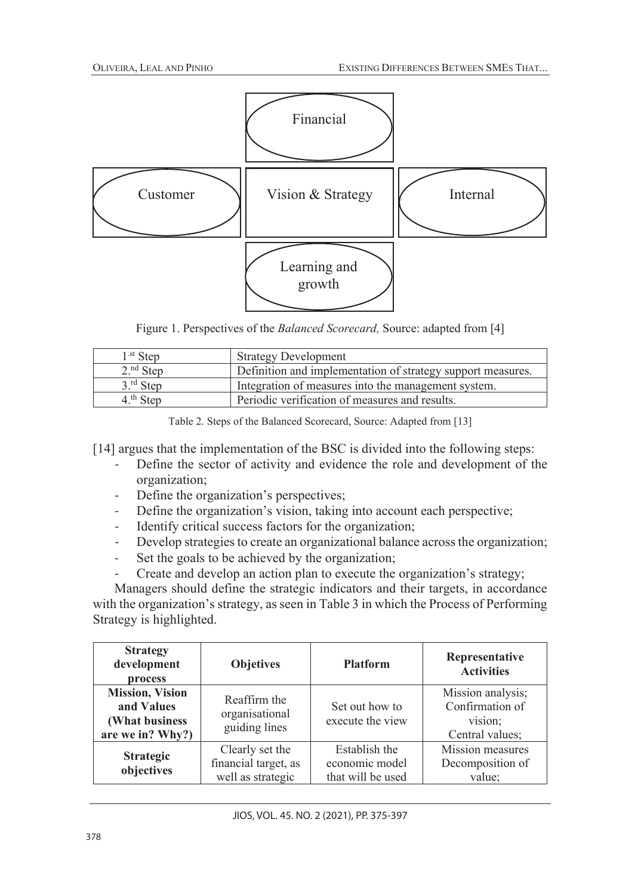Financial

Customer

Vision & Strategy

Internal

Learning and growth

Figure 1. Perspectives of the *Balanced Scorecard,* Source: adapted from [4]

| 1.st Step | Strategy Development |
|---|---|
| 2.nd Step | Definition and implementation of strategy support measures. |
| 3.rd Step | Integration of measures into the management system. |
| 4.th Step | Periodic verification of measures and results. |

Table 2. Steps of the Balanced Scorecard, Source: Adapted from [13]

[14] argues that the implementation of the BSC is divided into the following steps:

- Define the sector of activity and evidence the role and development of the organization;
- Define the organization's perspectives;
- Define the organization's vision, taking into account each perspective;
- Identify critical success factors for the organization;
- Develop strategies to create an organizational balance across the organization;
- Set the goals to be achieved by the organization;
- Create and develop an action plan to execute the organization's strategy;

Managers should define the strategic indicators and their targets, in accordance with the organization's strategy, as seen in Table 3 in which the Process of Performing Strategy is highlighted.

| **Strategy development process** | **Objetives** | **Platform** | **Representative Activities** |
|---|---|---|---|
| **Mission, Vision and Values (What business are we in? Why?)** | Reaffirm the organisational guiding lines | Set out how to execute the view | Mission analysis; Confirmation of vision; Central values; |
| **Strategic objectives** | Clearly set the financial target, as well as strategic | Establish the economic model that will be used | Mission measures Decomposition of value; |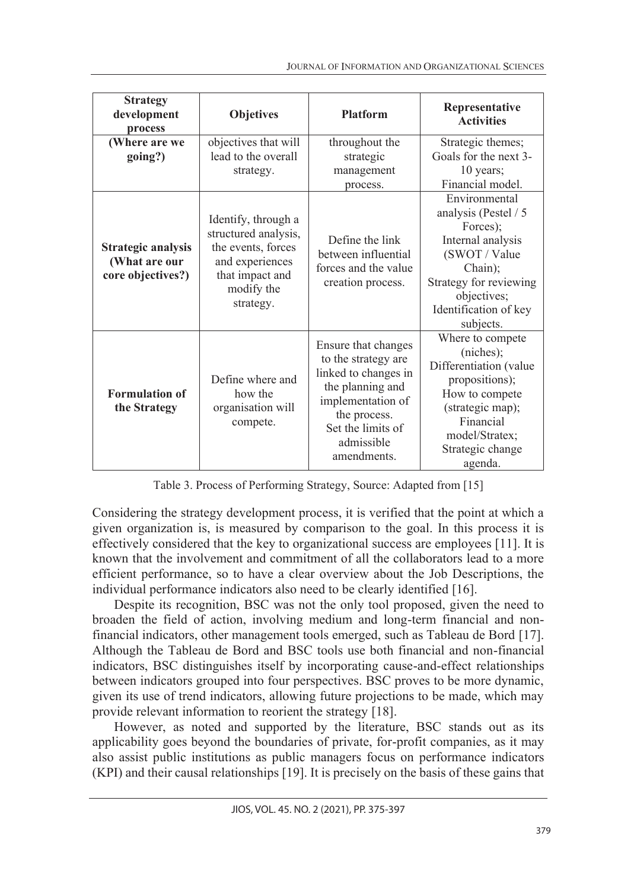| Strategy development process | Objetives | Platform | Representative Activities |
|---|---|---|---|
| (Where are we going?) | objectives that will lead to the overall strategy. | throughout the strategic management process. | Strategic themes; Goals for the next 3-10 years; Financial model. |
| **Strategic analysis (What are our core objectives?)** | Identify, through a structured analysis, the events, forces and experiences that impact and modify the strategy. | Define the link between influential forces and the value creation process. | Environmental analysis (Pestel / 5 Forces); Internal analysis (SWOT / Value Chain); Strategy for reviewing objectives; Identification of key subjects. |
| **Formulation of the Strategy** | Define where and how the organisation will compete. | Ensure that changes to the strategy are linked to changes in the planning and implementation of the process. Set the limits of admissible amendments. | Where to compete (niches); Differentiation (value propositions); How to compete (strategic map); Financial model/Stratex; Strategic change agenda. |

Table 3. Process of Performing Strategy, Source: Adapted from [15]

Considering the strategy development process, it is verified that the point at which a given organization is, is measured by comparison to the goal. In this process it is effectively considered that the key to organizational success are employees [11]. It is known that the involvement and commitment of all the collaborators lead to a more efficient performance, so to have a clear overview about the Job Descriptions, the individual performance indicators also need to be clearly identified [16].

Despite its recognition, BSC was not the only tool proposed, given the need to broaden the field of action, involving medium and long-term financial and non-financial indicators, other management tools emerged, such as Tableau de Bord [17]. Although the Tableau de Bord and BSC tools use both financial and non-financial indicators, BSC distinguishes itself by incorporating cause-and-effect relationships between indicators grouped into four perspectives. BSC proves to be more dynamic, given its use of trend indicators, allowing future projections to be made, which may provide relevant information to reorient the strategy [18].

However, as noted and supported by the literature, BSC stands out as its applicability goes beyond the boundaries of private, for-profit companies, as it may also assist public institutions as public managers focus on performance indicators (KPI) and their causal relationships [19]. It is precisely on the basis of these gains that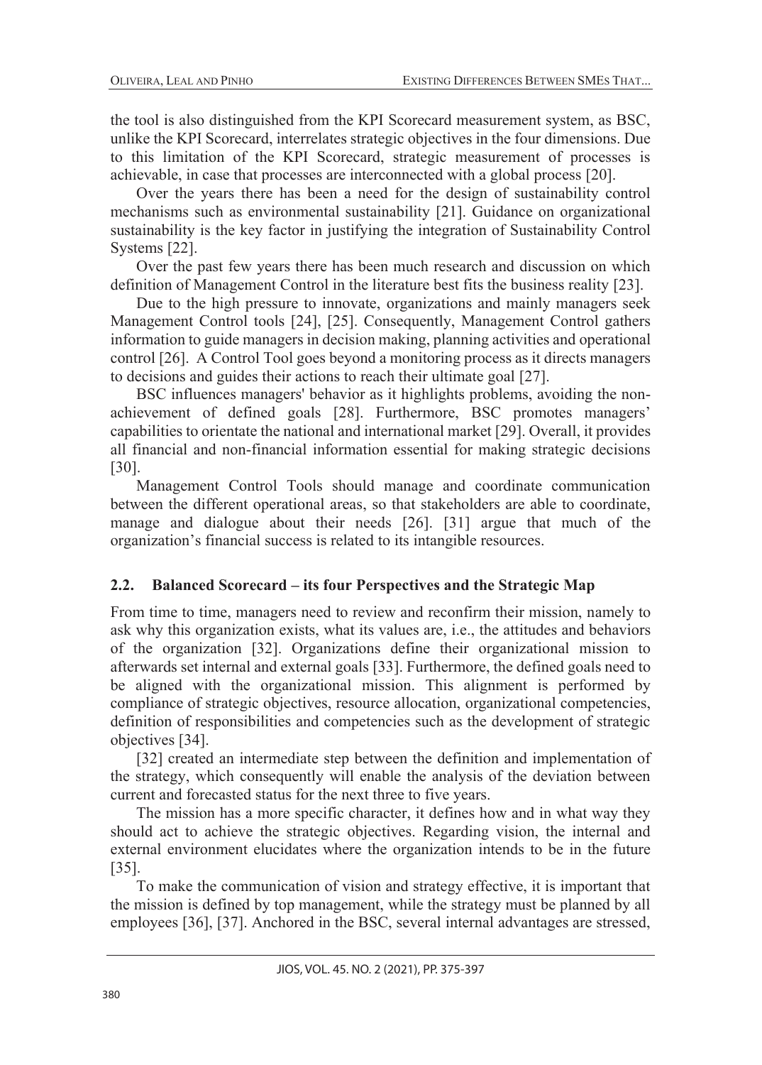the tool is also distinguished from the KPI Scorecard measurement system, as BSC, unlike the KPI Scorecard, interrelates strategic objectives in the four dimensions. Due to this limitation of the KPI Scorecard, strategic measurement of processes is achievable, in case that processes are interconnected with a global process [20].

Over the years there has been a need for the design of sustainability control mechanisms such as environmental sustainability [21]. Guidance on organizational sustainability is the key factor in justifying the integration of Sustainability Control Systems [22].

Over the past few years there has been much research and discussion on which definition of Management Control in the literature best fits the business reality [23].

Due to the high pressure to innovate, organizations and mainly managers seek Management Control tools [24], [25]. Consequently, Management Control gathers information to guide managers in decision making, planning activities and operational control [26]. A Control Tool goes beyond a monitoring process as it directs managers to decisions and guides their actions to reach their ultimate goal [27].

BSC influences managers' behavior as it highlights problems, avoiding the non-achievement of defined goals [28]. Furthermore, BSC promotes managers' capabilities to orientate the national and international market [29]. Overall, it provides all financial and non-financial information essential for making strategic decisions [30].

Management Control Tools should manage and coordinate communication between the different operational areas, so that stakeholders are able to coordinate, manage and dialogue about their needs [26]. [31] argue that much of the organization's financial success is related to its intangible resources.

## 2.2. Balanced Scorecard – its four Perspectives and the Strategic Map

From time to time, managers need to review and reconfirm their mission, namely to ask why this organization exists, what its values are, i.e., the attitudes and behaviors of the organization [32]. Organizations define their organizational mission to afterwards set internal and external goals [33]. Furthermore, the defined goals need to be aligned with the organizational mission. This alignment is performed by compliance of strategic objectives, resource allocation, organizational competencies, definition of responsibilities and competencies such as the development of strategic objectives [34].

[32] created an intermediate step between the definition and implementation of the strategy, which consequently will enable the analysis of the deviation between current and forecasted status for the next three to five years.

The mission has a more specific character, it defines how and in what way they should act to achieve the strategic objectives. Regarding vision, the internal and external environment elucidates where the organization intends to be in the future [35].

To make the communication of vision and strategy effective, it is important that the mission is defined by top management, while the strategy must be planned by all employees [36], [37]. Anchored in the BSC, several internal advantages are stressed,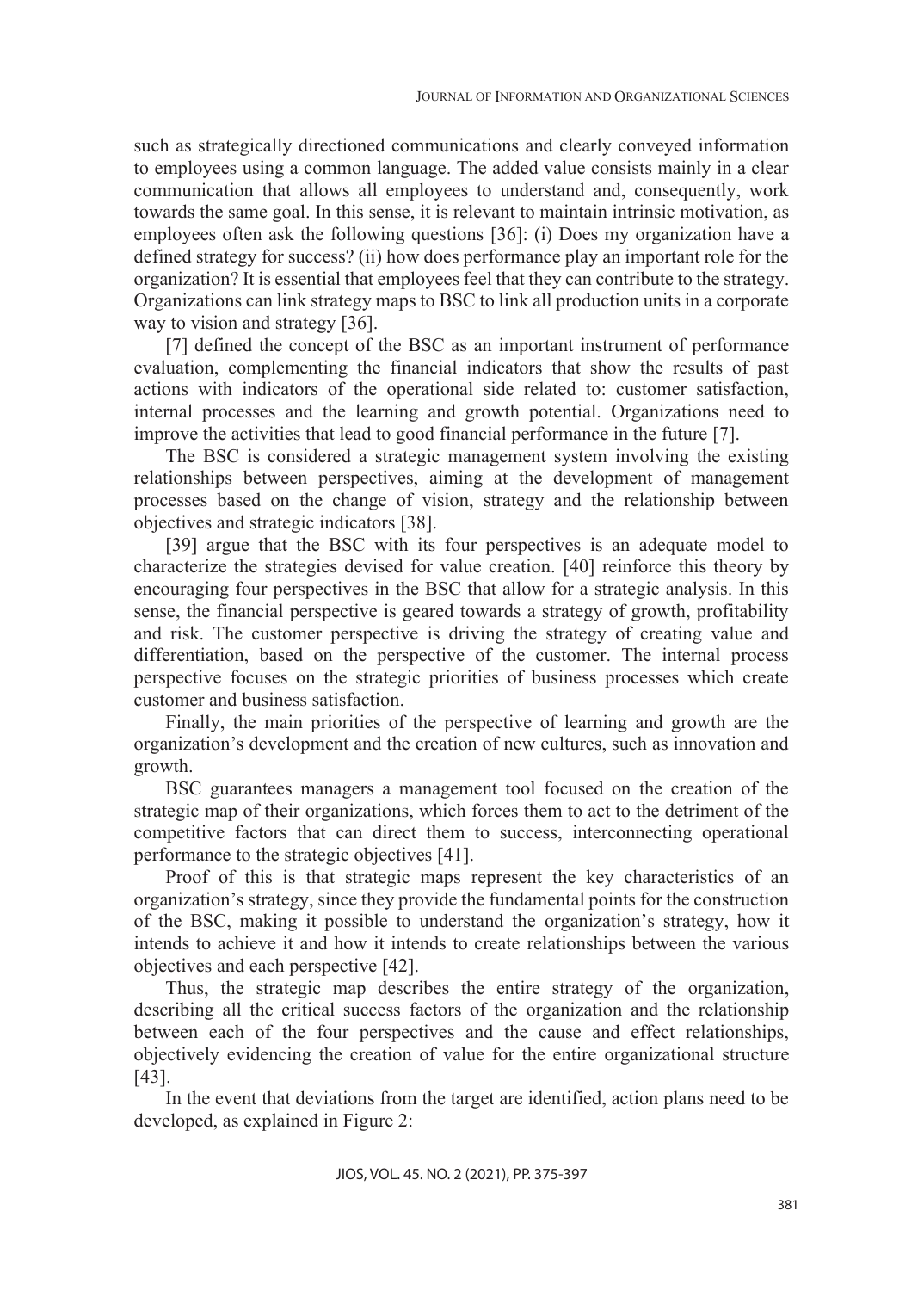such as strategically directioned communications and clearly conveyed information to employees using a common language. The added value consists mainly in a clear communication that allows all employees to understand and, consequently, work towards the same goal. In this sense, it is relevant to maintain intrinsic motivation, as employees often ask the following questions [36]: (i) Does my organization have a defined strategy for success? (ii) how does performance play an important role for the organization? It is essential that employees feel that they can contribute to the strategy. Organizations can link strategy maps to BSC to link all production units in a corporate way to vision and strategy [36].

[7] defined the concept of the BSC as an important instrument of performance evaluation, complementing the financial indicators that show the results of past actions with indicators of the operational side related to: customer satisfaction, internal processes and the learning and growth potential. Organizations need to improve the activities that lead to good financial performance in the future [7].

The BSC is considered a strategic management system involving the existing relationships between perspectives, aiming at the development of management processes based on the change of vision, strategy and the relationship between objectives and strategic indicators [38].

[39] argue that the BSC with its four perspectives is an adequate model to characterize the strategies devised for value creation. [40] reinforce this theory by encouraging four perspectives in the BSC that allow for a strategic analysis. In this sense, the financial perspective is geared towards a strategy of growth, profitability and risk. The customer perspective is driving the strategy of creating value and differentiation, based on the perspective of the customer. The internal process perspective focuses on the strategic priorities of business processes which create customer and business satisfaction.

Finally, the main priorities of the perspective of learning and growth are the organization's development and the creation of new cultures, such as innovation and growth.

BSC guarantees managers a management tool focused on the creation of the strategic map of their organizations, which forces them to act to the detriment of the competitive factors that can direct them to success, interconnecting operational performance to the strategic objectives [41].

Proof of this is that strategic maps represent the key characteristics of an organization's strategy, since they provide the fundamental points for the construction of the BSC, making it possible to understand the organization's strategy, how it intends to achieve it and how it intends to create relationships between the various objectives and each perspective [42].

Thus, the strategic map describes the entire strategy of the organization, describing all the critical success factors of the organization and the relationship between each of the four perspectives and the cause and effect relationships, objectively evidencing the creation of value for the entire organizational structure [43].

In the event that deviations from the target are identified, action plans need to be developed, as explained in Figure 2: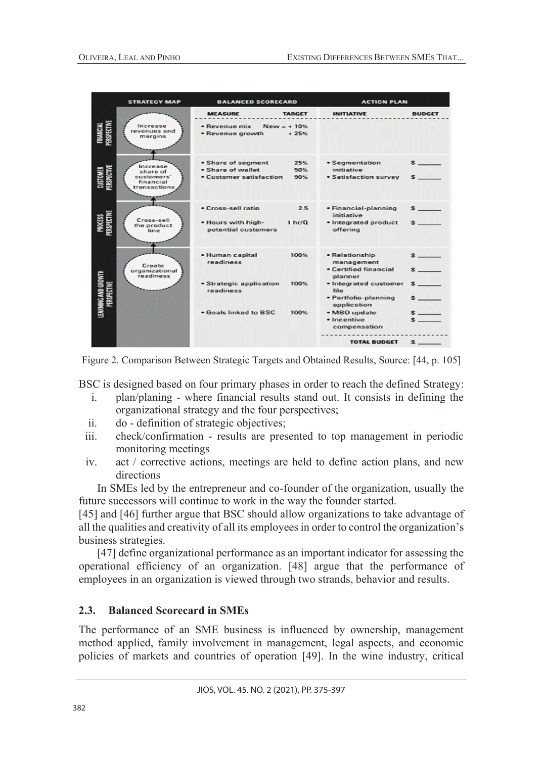| | STRATEGY MAP | BALANCED SCORECARD | | ACTION PLAN | |
|---|---|---|---|---|---|
| | | MEASURE | TARGET | INITIATIVE | BUDGET |
| FINANCIAL PERSPECTIVE | Increase revenues and margins | • Revenue mix<br>• Revenue growth | New = + 10%<br>+ 25% | | |
| CUSTOMER PERSPECTIVE | Increase share of customers' financial transactions | • Share of segment<br>• Share of wallet<br>• Customer satisfaction | 25%<br>50%<br>90% | • Segmentation initiative<br>• Satisfaction survey | $ ______<br>$ ______ |
| PROCESS PERSPECTIVE | Cross-sell the product line | • Cross-sell ratio<br>• Hours with high-potential customers | 2.5<br>1 hr/Q | • Financial-planning initiative<br>• Integrated product offering | $ ______<br>$ ______ |
| LEARNING AND GROWTH PERSPECTIVE | Create organizational readiness | • Human capital readiness<br>• Strategic application readiness<br>• Goals linked to BSC | 100%<br>100%<br>100% | • Relationship management<br>• Certified financial planner<br>• Integrated customer file<br>• Portfolio-planning application<br>• MBO update<br>• Incentive compensation | $ ______<br>$ ______<br>$ ______<br>$ ______<br>$ ______<br>$ ______ |
| | | | | TOTAL BUDGET | $ ______ |

Figure 2. Comparison Between Strategic Targets and Obtained Results, Source: [44, p. 105]

BSC is designed based on four primary phases in order to reach the defined Strategy:

i. plan/planing - where financial results stand out. It consists in defining the organizational strategy and the four perspectives;
ii. do - definition of strategic objectives;
iii. check/confirmation - results are presented to top management in periodic monitoring meetings
iv. act / corrective actions, meetings are held to define action plans, and new directions

In SMEs led by the entrepreneur and co-founder of the organization, usually the future successors will continue to work in the way the founder started.

[45] and [46] further argue that BSC should allow organizations to take advantage of all the qualities and creativity of all its employees in order to control the organization's business strategies.

[47] define organizational performance as an important indicator for assessing the operational efficiency of an organization. [48] argue that the performance of employees in an organization is viewed through two strands, behavior and results.

### 2.3. Balanced Scorecard in SMEs

The performance of an SME business is influenced by ownership, management method applied, family involvement in management, legal aspects, and economic policies of markets and countries of operation [49]. In the wine industry, critical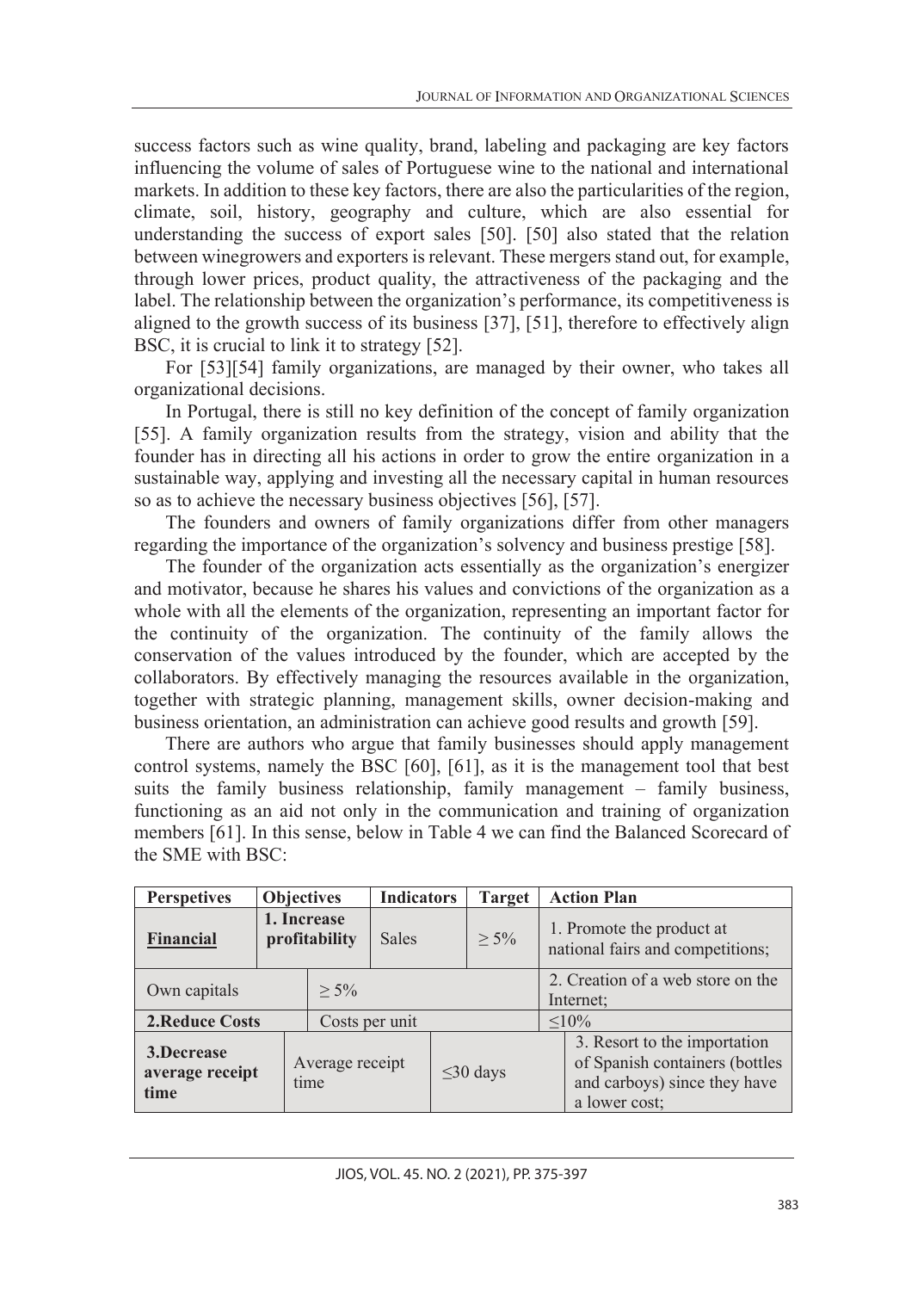success factors such as wine quality, brand, labeling and packaging are key factors influencing the volume of sales of Portuguese wine to the national and international markets. In addition to these key factors, there are also the particularities of the region, climate, soil, history, geography and culture, which are also essential for understanding the success of export sales [50]. [50] also stated that the relation between winegrowers and exporters is relevant. These mergers stand out, for example, through lower prices, product quality, the attractiveness of the packaging and the label. The relationship between the organization's performance, its competitiveness is aligned to the growth success of its business [37], [51], therefore to effectively align BSC, it is crucial to link it to strategy [52].

For [53][54] family organizations, are managed by their owner, who takes all organizational decisions.

In Portugal, there is still no key definition of the concept of family organization [55]. A family organization results from the strategy, vision and ability that the founder has in directing all his actions in order to grow the entire organization in a sustainable way, applying and investing all the necessary capital in human resources so as to achieve the necessary business objectives [56], [57].

The founders and owners of family organizations differ from other managers regarding the importance of the organization's solvency and business prestige [58].

The founder of the organization acts essentially as the organization's energizer and motivator, because he shares his values and convictions of the organization as a whole with all the elements of the organization, representing an important factor for the continuity of the organization. The continuity of the family allows the conservation of the values introduced by the founder, which are accepted by the collaborators. By effectively managing the resources available in the organization, together with strategic planning, management skills, owner decision-making and business orientation, an administration can achieve good results and growth [59].

There are authors who argue that family businesses should apply management control systems, namely the BSC [60], [61], as it is the management tool that best suits the family business relationship, family management – family business, functioning as an aid not only in the communication and training of organization members [61]. In this sense, below in Table 4 we can find the Balanced Scorecard of the SME with BSC:

| Perspectives | Objectives | Indicators | Target | Action Plan |
|---|---|---|---|---|
| **Financial** | **1. Increase profitability** | Sales | ≥ 5% | 1. Promote the product at national fairs and competitions; |
| Own capitals | ≥ 5% | | | 2. Creation of a web store on the Internet; |
| **2.Reduce Costs** | Costs per unit | ≤10% | | |
| **3.Decrease average receipt time** | Average receipt time | ≤30 days | | 3. Resort to the importation of Spanish containers (bottles and carboys) since they have a lower cost; |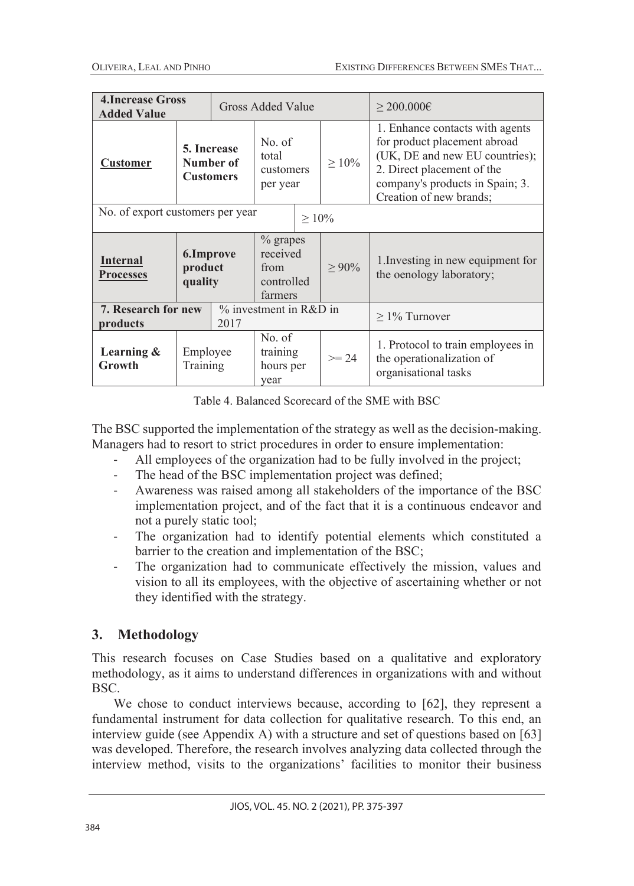| | | | | |
|---|---|---|---|---|
| **4.Increase Gross Added Value** | | Gross Added Value | | ≥ 200.000€ |
| **Customer** | **5. Increase Number of Customers** | No. of total customers per year | ≥ 10% | 1. Enhance contacts with agents for product placement abroad (UK, DE and new EU countries); 2. Direct placement of the company's products in Spain; 3. Creation of new brands; |
| No. of export customers per year | | | ≥ 10% | |
| **Internal Processes** | **6.Improve product quality** | % grapes received from controlled farmers | ≥ 90% | 1.Investing in new equipment for the oenology laboratory; |
| **7. Research for new products** | | % investment in R&D in 2017 | | ≥ 1% Turnover |
| **Learning & Growth** | Employee Training | No. of training hours per year | >= 24 | 1. Protocol to train employees in the operationalization of organisational tasks |

Table 4. Balanced Scorecard of the SME with BSC

The BSC supported the implementation of the strategy as well as the decision-making. Managers had to resort to strict procedures in order to ensure implementation:

- All employees of the organization had to be fully involved in the project;
- The head of the BSC implementation project was defined;
- Awareness was raised among all stakeholders of the importance of the BSC implementation project, and of the fact that it is a continuous endeavor and not a purely static tool;
- The organization had to identify potential elements which constituted a barrier to the creation and implementation of the BSC;
- The organization had to communicate effectively the mission, values and vision to all its employees, with the objective of ascertaining whether or not they identified with the strategy.

## 3. Methodology

This research focuses on Case Studies based on a qualitative and exploratory methodology, as it aims to understand differences in organizations with and without BSC.

We chose to conduct interviews because, according to [62], they represent a fundamental instrument for data collection for qualitative research. To this end, an interview guide (see Appendix A) with a structure and set of questions based on [63] was developed. Therefore, the research involves analyzing data collected through the interview method, visits to the organizations' facilities to monitor their business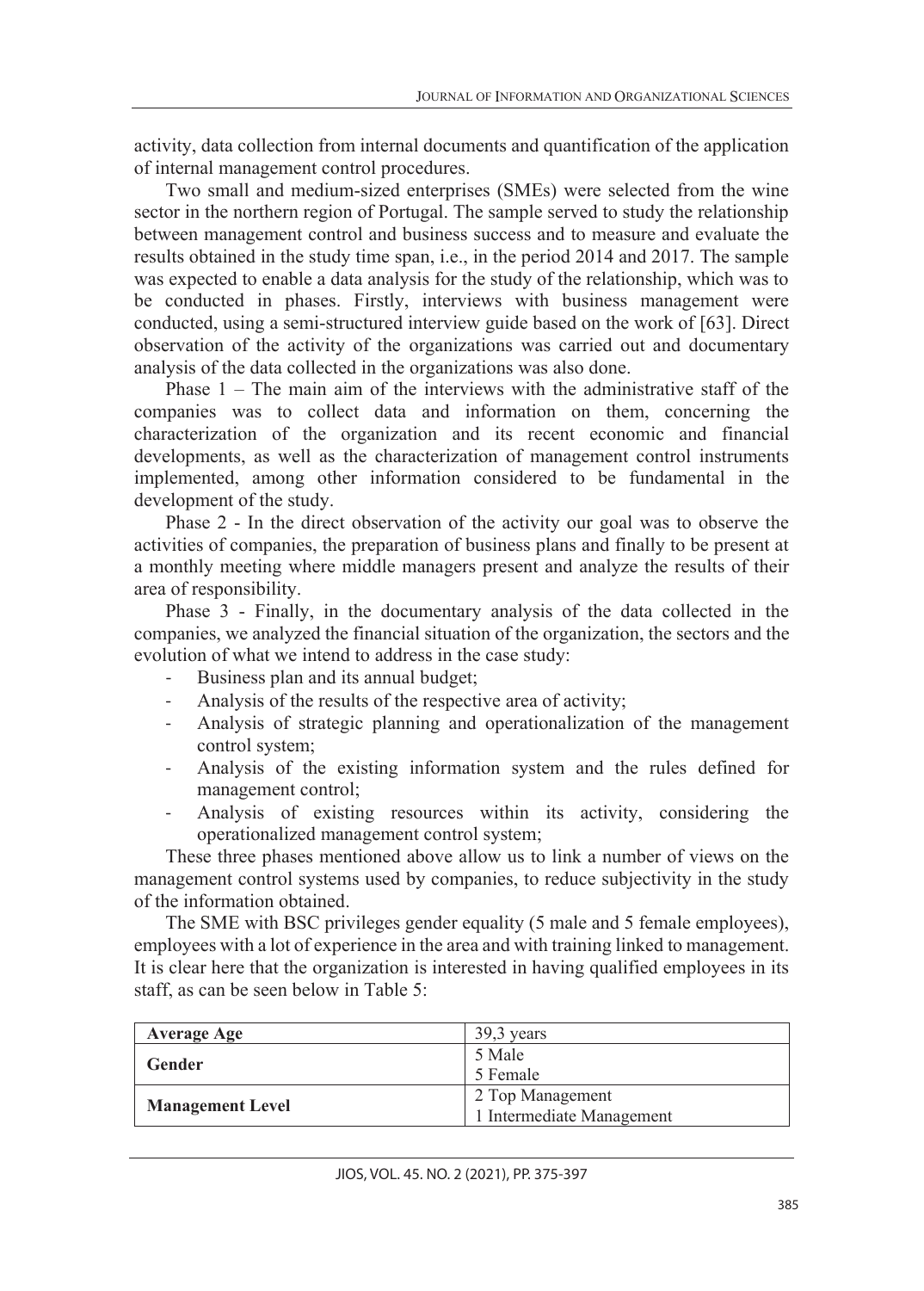activity, data collection from internal documents and quantification of the application of internal management control procedures.

Two small and medium-sized enterprises (SMEs) were selected from the wine sector in the northern region of Portugal. The sample served to study the relationship between management control and business success and to measure and evaluate the results obtained in the study time span, i.e., in the period 2014 and 2017. The sample was expected to enable a data analysis for the study of the relationship, which was to be conducted in phases. Firstly, interviews with business management were conducted, using a semi-structured interview guide based on the work of [63]. Direct observation of the activity of the organizations was carried out and documentary analysis of the data collected in the organizations was also done.

Phase 1 – The main aim of the interviews with the administrative staff of the companies was to collect data and information on them, concerning the characterization of the organization and its recent economic and financial developments, as well as the characterization of management control instruments implemented, among other information considered to be fundamental in the development of the study.

Phase 2 - In the direct observation of the activity our goal was to observe the activities of companies, the preparation of business plans and finally to be present at a monthly meeting where middle managers present and analyze the results of their area of responsibility.

Phase 3 - Finally, in the documentary analysis of the data collected in the companies, we analyzed the financial situation of the organization, the sectors and the evolution of what we intend to address in the case study:

- Business plan and its annual budget;
- Analysis of the results of the respective area of activity;
- Analysis of strategic planning and operationalization of the management control system;
- Analysis of the existing information system and the rules defined for management control;
- Analysis of existing resources within its activity, considering the operationalized management control system;

These three phases mentioned above allow us to link a number of views on the management control systems used by companies, to reduce subjectivity in the study of the information obtained.

The SME with BSC privileges gender equality (5 male and 5 female employees), employees with a lot of experience in the area and with training linked to management. It is clear here that the organization is interested in having qualified employees in its staff, as can be seen below in Table 5:

| **Average Age** | 39,3 years |
|---|---|
| **Gender** | 5 Male<br>5 Female |
| **Management Level** | 2 Top Management<br>1 Intermediate Management |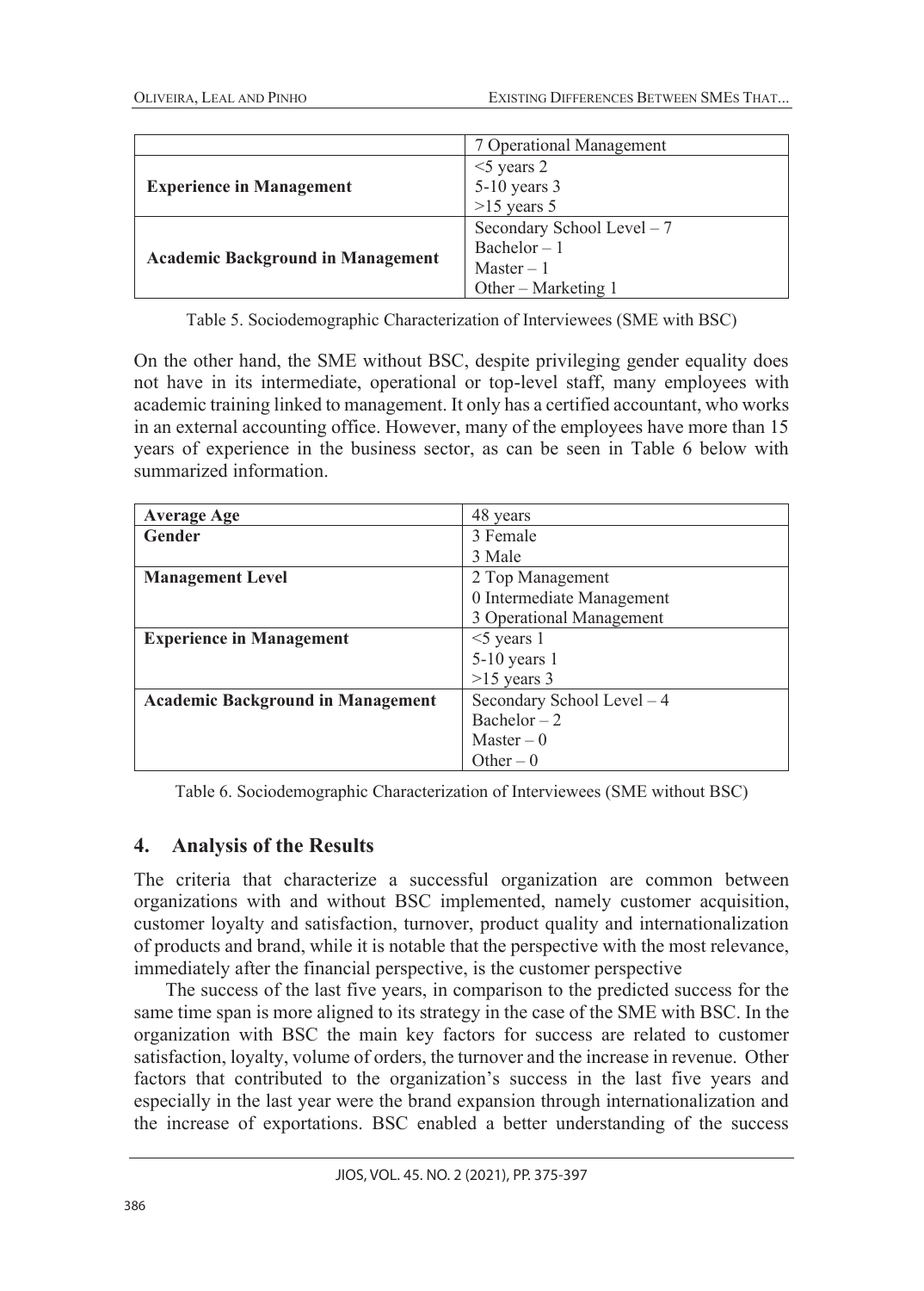| | 7 Operational Management |
|---|---|
| **Experience in Management** | <5 years 2<br>5-10 years 3<br>>15 years 5 |
| **Academic Background in Management** | Secondary School Level – 7<br>Bachelor – 1<br>Master – 1<br>Other – Marketing 1 |

Table 5. Sociodemographic Characterization of Interviewees (SME with BSC)

On the other hand, the SME without BSC, despite privileging gender equality does not have in its intermediate, operational or top-level staff, many employees with academic training linked to management. It only has a certified accountant, who works in an external accounting office. However, many of the employees have more than 15 years of experience in the business sector, as can be seen in Table 6 below with summarized information.

| **Average Age** | 48 years |
|---|---|
| **Gender** | 3 Female<br>3 Male |
| **Management Level** | 2 Top Management<br>0 Intermediate Management<br>3 Operational Management |
| **Experience in Management** | <5 years 1<br>5-10 years 1<br>>15 years 3 |
| **Academic Background in Management** | Secondary School Level – 4<br>Bachelor – 2<br>Master – 0<br>Other – 0 |

Table 6. Sociodemographic Characterization of Interviewees (SME without BSC)

## 4. Analysis of the Results

The criteria that characterize a successful organization are common between organizations with and without BSC implemented, namely customer acquisition, customer loyalty and satisfaction, turnover, product quality and internationalization of products and brand, while it is notable that the perspective with the most relevance, immediately after the financial perspective, is the customer perspective

The success of the last five years, in comparison to the predicted success for the same time span is more aligned to its strategy in the case of the SME with BSC. In the organization with BSC the main key factors for success are related to customer satisfaction, loyalty, volume of orders, the turnover and the increase in revenue. Other factors that contributed to the organization's success in the last five years and especially in the last year were the brand expansion through internationalization and the increase of exportations. BSC enabled a better understanding of the success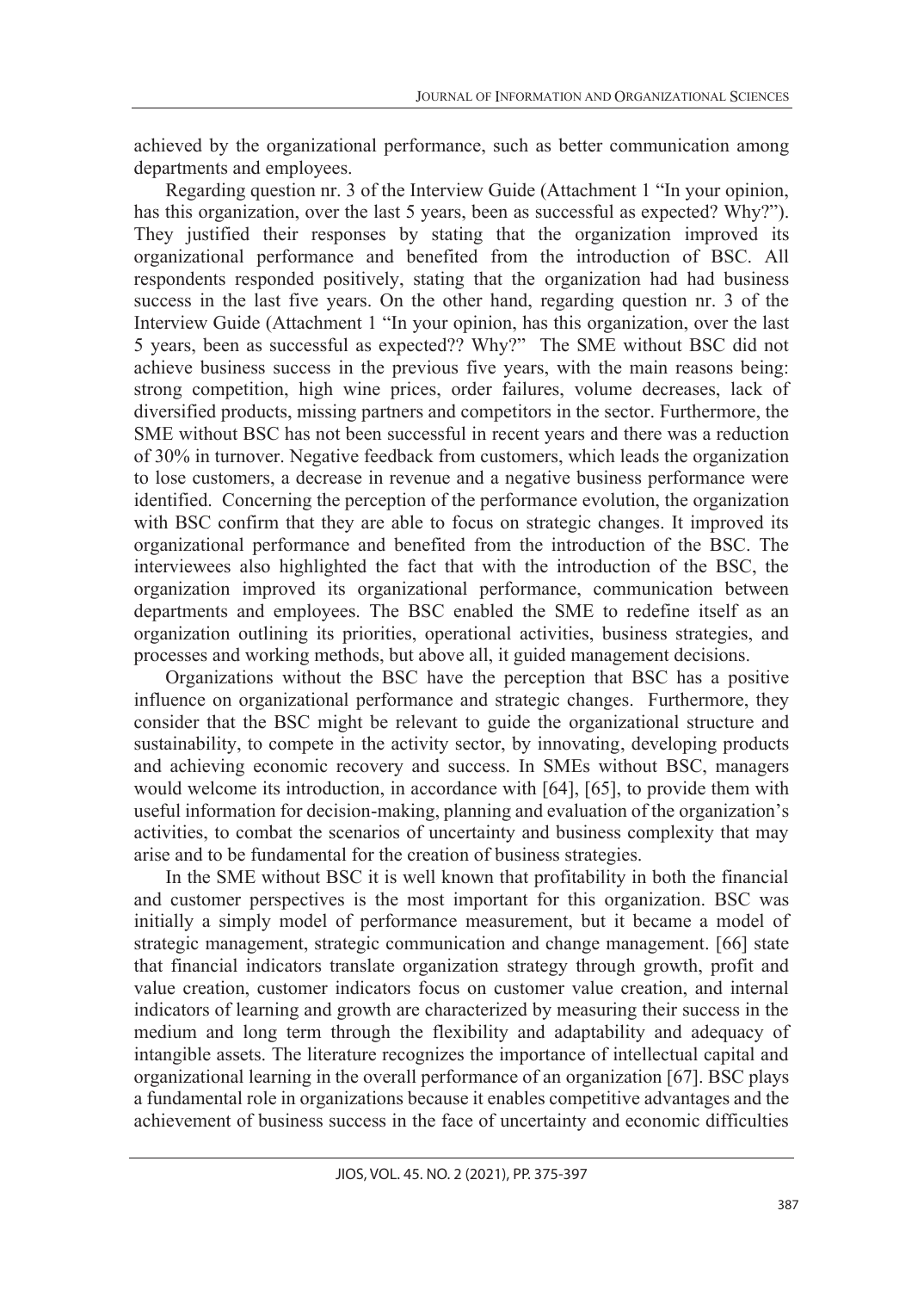achieved by the organizational performance, such as better communication among departments and employees.

Regarding question nr. 3 of the Interview Guide (Attachment 1 "In your opinion, has this organization, over the last 5 years, been as successful as expected? Why?"). They justified their responses by stating that the organization improved its organizational performance and benefited from the introduction of BSC. All respondents responded positively, stating that the organization had had business success in the last five years. On the other hand, regarding question nr. 3 of the Interview Guide (Attachment 1 "In your opinion, has this organization, over the last 5 years, been as successful as expected?? Why?" The SME without BSC did not achieve business success in the previous five years, with the main reasons being: strong competition, high wine prices, order failures, volume decreases, lack of diversified products, missing partners and competitors in the sector. Furthermore, the SME without BSC has not been successful in recent years and there was a reduction of 30% in turnover. Negative feedback from customers, which leads the organization to lose customers, a decrease in revenue and a negative business performance were identified. Concerning the perception of the performance evolution, the organization with BSC confirm that they are able to focus on strategic changes. It improved its organizational performance and benefited from the introduction of the BSC. The interviewees also highlighted the fact that with the introduction of the BSC, the organization improved its organizational performance, communication between departments and employees. The BSC enabled the SME to redefine itself as an organization outlining its priorities, operational activities, business strategies, and processes and working methods, but above all, it guided management decisions.

Organizations without the BSC have the perception that BSC has a positive influence on organizational performance and strategic changes. Furthermore, they consider that the BSC might be relevant to guide the organizational structure and sustainability, to compete in the activity sector, by innovating, developing products and achieving economic recovery and success. In SMEs without BSC, managers would welcome its introduction, in accordance with [64], [65], to provide them with useful information for decision-making, planning and evaluation of the organization's activities, to combat the scenarios of uncertainty and business complexity that may arise and to be fundamental for the creation of business strategies.

In the SME without BSC it is well known that profitability in both the financial and customer perspectives is the most important for this organization. BSC was initially a simply model of performance measurement, but it became a model of strategic management, strategic communication and change management. [66] state that financial indicators translate organization strategy through growth, profit and value creation, customer indicators focus on customer value creation, and internal indicators of learning and growth are characterized by measuring their success in the medium and long term through the flexibility and adaptability and adequacy of intangible assets. The literature recognizes the importance of intellectual capital and organizational learning in the overall performance of an organization [67]. BSC plays a fundamental role in organizations because it enables competitive advantages and the achievement of business success in the face of uncertainty and economic difficulties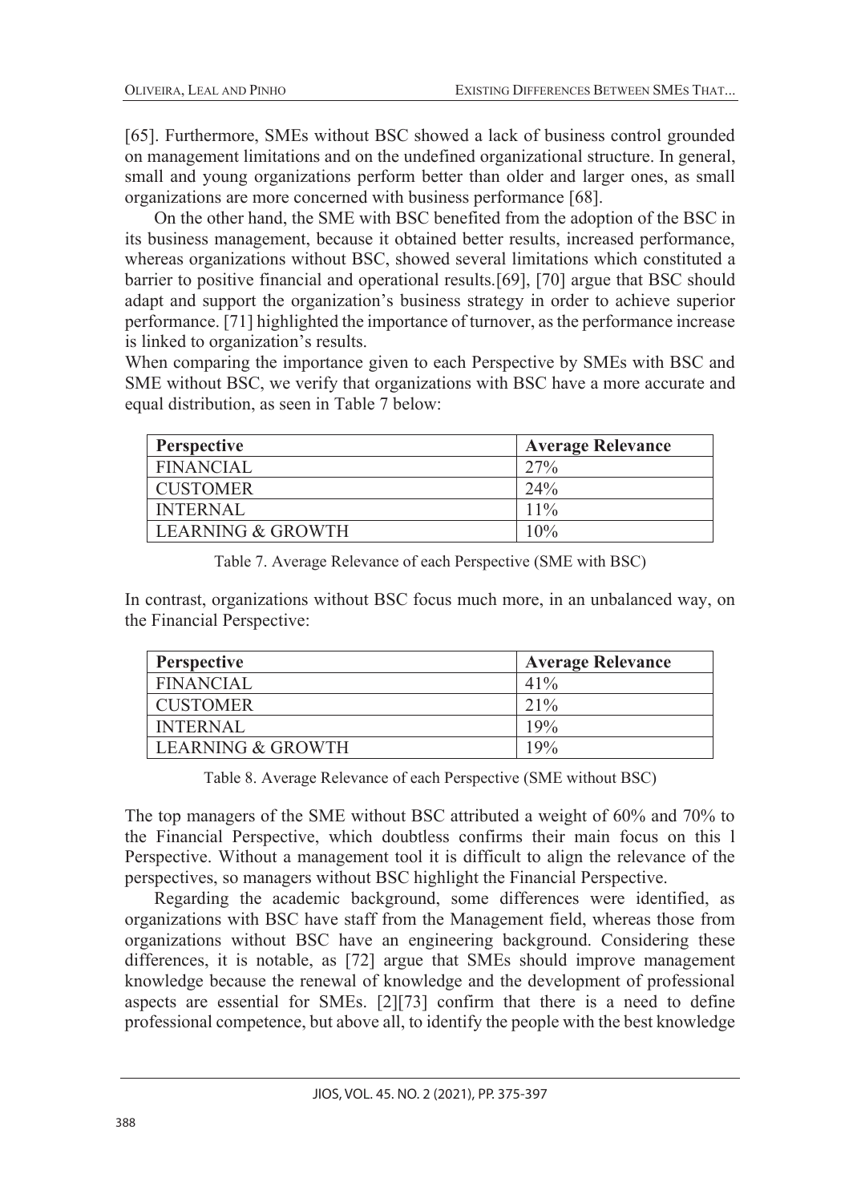[65]. Furthermore, SMEs without BSC showed a lack of business control grounded on management limitations and on the undefined organizational structure. In general, small and young organizations perform better than older and larger ones, as small organizations are more concerned with business performance [68].

On the other hand, the SME with BSC benefited from the adoption of the BSC in its business management, because it obtained better results, increased performance, whereas organizations without BSC, showed several limitations which constituted a barrier to positive financial and operational results.[69], [70] argue that BSC should adapt and support the organization's business strategy in order to achieve superior performance. [71] highlighted the importance of turnover, as the performance increase is linked to organization's results.

When comparing the importance given to each Perspective by SMEs with BSC and SME without BSC, we verify that organizations with BSC have a more accurate and equal distribution, as seen in Table 7 below:

| Perspective | Average Relevance |
|---|---|
| FINANCIAL | 27% |
| CUSTOMER | 24% |
| INTERNAL | 11% |
| LEARNING & GROWTH | 10% |

Table 7. Average Relevance of each Perspective (SME with BSC)

In contrast, organizations without BSC focus much more, in an unbalanced way, on the Financial Perspective:

| Perspective | Average Relevance |
|---|---|
| FINANCIAL | 41% |
| CUSTOMER | 21% |
| INTERNAL | 19% |
| LEARNING & GROWTH | 19% |

Table 8. Average Relevance of each Perspective (SME without BSC)

The top managers of the SME without BSC attributed a weight of 60% and 70% to the Financial Perspective, which doubtless confirms their main focus on this l Perspective. Without a management tool it is difficult to align the relevance of the perspectives, so managers without BSC highlight the Financial Perspective.

Regarding the academic background, some differences were identified, as organizations with BSC have staff from the Management field, whereas those from organizations without BSC have an engineering background. Considering these differences, it is notable, as [72] argue that SMEs should improve management knowledge because the renewal of knowledge and the development of professional aspects are essential for SMEs. [2][73] confirm that there is a need to define professional competence, but above all, to identify the people with the best knowledge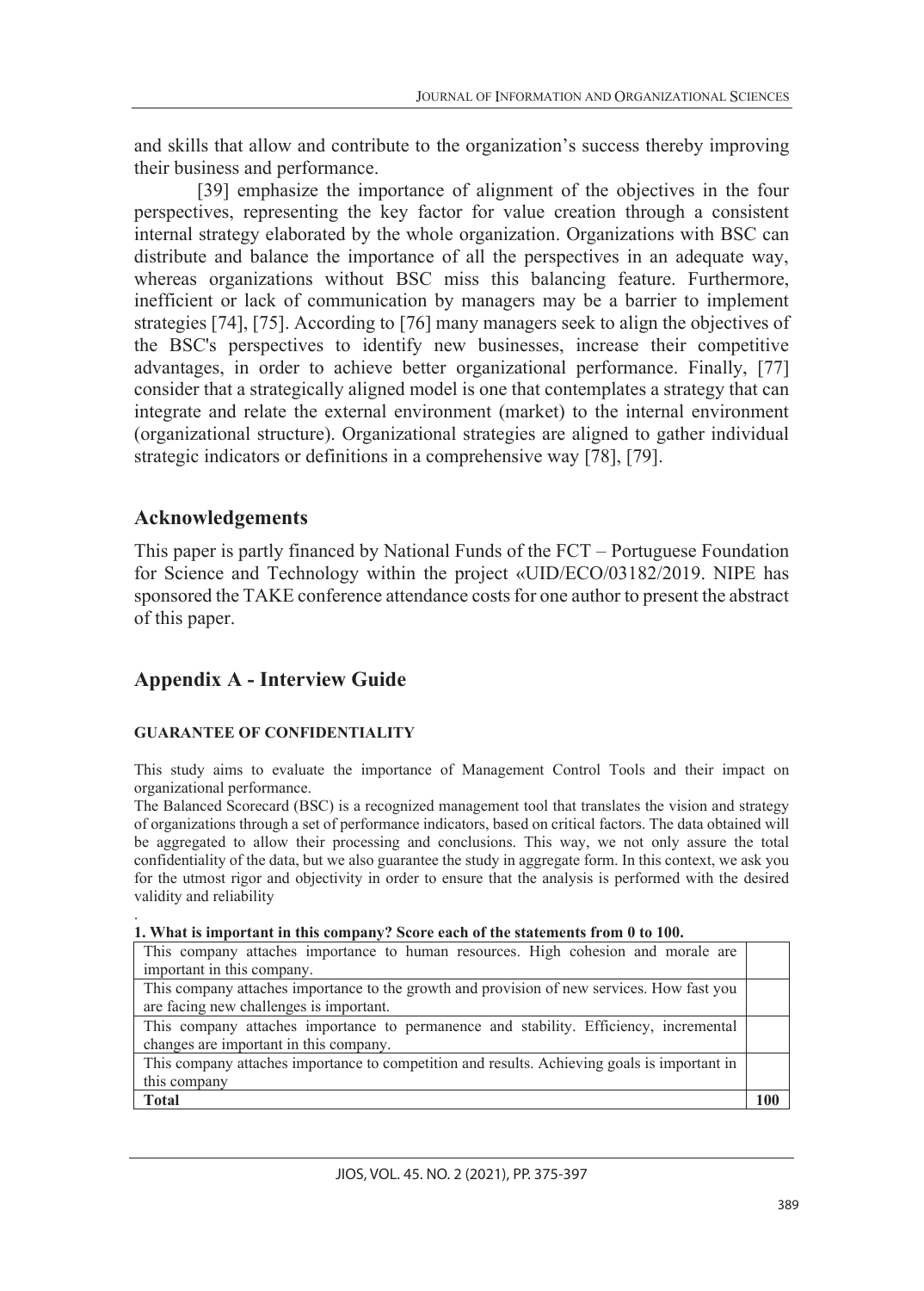and skills that allow and contribute to the organization's success thereby improving their business and performance.

[39] emphasize the importance of alignment of the objectives in the four perspectives, representing the key factor for value creation through a consistent internal strategy elaborated by the whole organization. Organizations with BSC can distribute and balance the importance of all the perspectives in an adequate way, whereas organizations without BSC miss this balancing feature. Furthermore, inefficient or lack of communication by managers may be a barrier to implement strategies [74], [75]. According to [76] many managers seek to align the objectives of the BSC's perspectives to identify new businesses, increase their competitive advantages, in order to achieve better organizational performance. Finally, [77] consider that a strategically aligned model is one that contemplates a strategy that can integrate and relate the external environment (market) to the internal environment (organizational structure). Organizational strategies are aligned to gather individual strategic indicators or definitions in a comprehensive way [78], [79].

## Acknowledgements

This paper is partly financed by National Funds of the FCT – Portuguese Foundation for Science and Technology within the project «UID/ECO/03182/2019. NIPE has sponsored the TAKE conference attendance costs for one author to present the abstract of this paper.

## Appendix A - Interview Guide

#### GUARANTEE OF CONFIDENTIALITY

This study aims to evaluate the importance of Management Control Tools and their impact on organizational performance.

The Balanced Scorecard (BSC) is a recognized management tool that translates the vision and strategy of organizations through a set of performance indicators, based on critical factors. The data obtained will be aggregated to allow their processing and conclusions. This way, we not only assure the total confidentiality of the data, but we also guarantee the study in aggregate form. In this context, we ask you for the utmost rigor and objectivity in order to ensure that the analysis is performed with the desired validity and reliability

.

**1. What is important in this company? Score each of the statements from 0 to 100.**

| | |
|---|---|
| This company attaches importance to human resources. High cohesion and morale are important in this company. | |
| This company attaches importance to the growth and provision of new services. How fast you are facing new challenges is important. | |
| This company attaches importance to permanence and stability. Efficiency, incremental changes are important in this company. | |
| This company attaches importance to competition and results. Achieving goals is important in this company | |
| **Total** | **100** |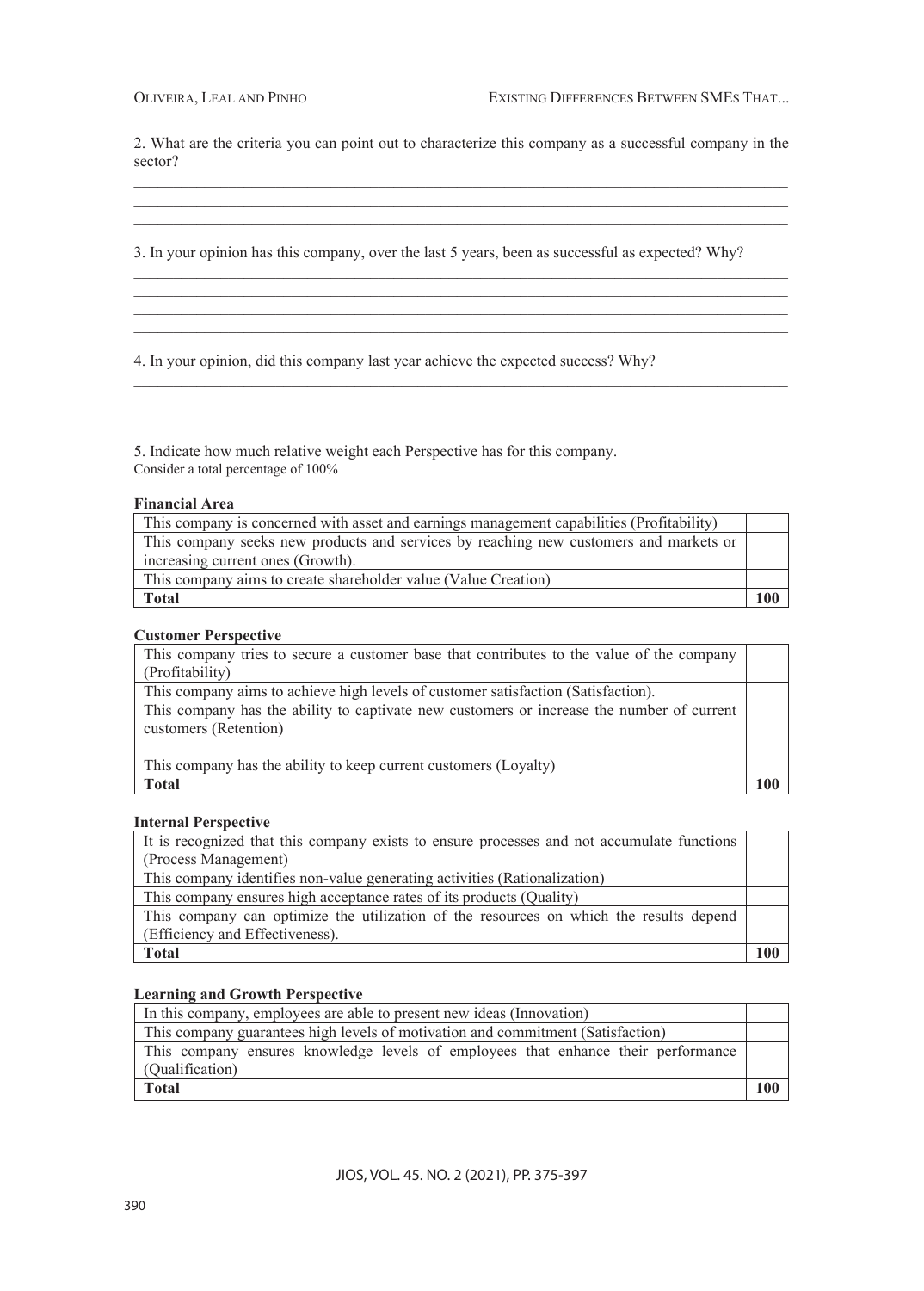2. What are the criteria you can point out to characterize this company as a successful company in the sector?

______________________________________________________________________________
______________________________________________________________________________
______________________________________________________________________________

3. In your opinion has this company, over the last 5 years, been as successful as expected? Why?

______________________________________________________________________________
______________________________________________________________________________
______________________________________________________________________________
______________________________________________________________________________

4. In your opinion, did this company last year achieve the expected success? Why?

______________________________________________________________________________
______________________________________________________________________________
______________________________________________________________________________

5. Indicate how much relative weight each Perspective has for this company.
Consider a total percentage of 100%

**Financial Area**

| | |
|---|---|
| This company is concerned with asset and earnings management capabilities (Profitability) | |
| This company seeks new products and services by reaching new customers and markets or increasing current ones (Growth). | |
| This company aims to create shareholder value (Value Creation) | |
| **Total** | **100** |

**Customer Perspective**

| | |
|---|---|
| This company tries to secure a customer base that contributes to the value of the company (Profitability) | |
| This company aims to achieve high levels of customer satisfaction (Satisfaction). | |
| This company has the ability to captivate new customers or increase the number of current customers (Retention) | |
| This company has the ability to keep current customers (Loyalty) | |
| **Total** | **100** |

**Internal Perspective**

| | |
|---|---|
| It is recognized that this company exists to ensure processes and not accumulate functions (Process Management) | |
| This company identifies non-value generating activities (Rationalization) | |
| This company ensures high acceptance rates of its products (Quality) | |
| This company can optimize the utilization of the resources on which the results depend (Efficiency and Effectiveness). | |
| **Total** | **100** |

**Learning and Growth Perspective**

| | |
|---|---|
| In this company, employees are able to present new ideas (Innovation) | |
| This company guarantees high levels of motivation and commitment (Satisfaction) | |
| This company ensures knowledge levels of employees that enhance their performance (Qualification) | |
| **Total** | **100** |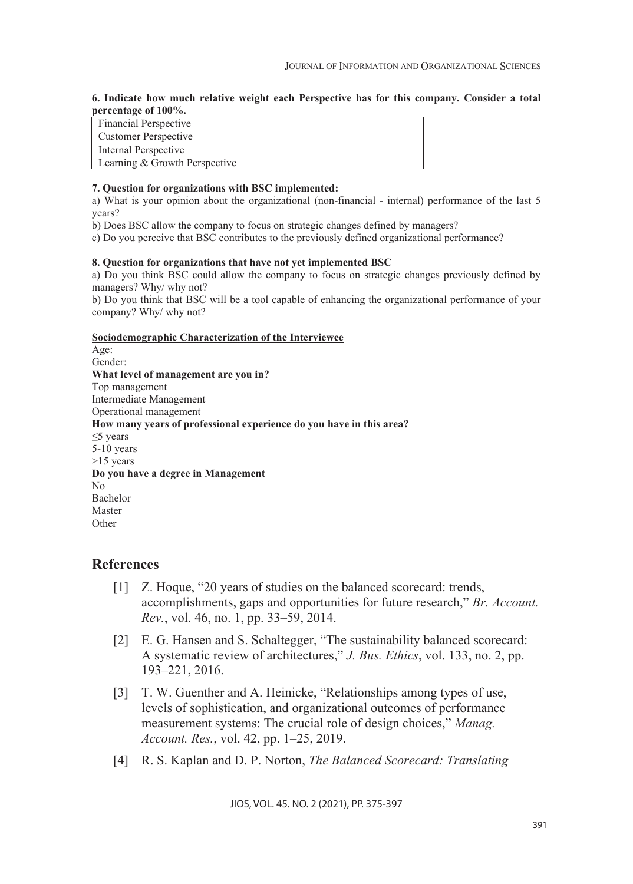**6. Indicate how much relative weight each Perspective has for this company. Consider a total percentage of 100%.**

| Perspective | Weight |
|---|---|
| Financial Perspective | |
| Customer Perspective | |
| Internal Perspective | |
| Learning & Growth Perspective | |

**7. Question for organizations with BSC implemented:**

a) What is your opinion about the organizational (non-financial - internal) performance of the last 5 years?

b) Does BSC allow the company to focus on strategic changes defined by managers?

c) Do you perceive that BSC contributes to the previously defined organizational performance?

**8. Question for organizations that have not yet implemented BSC**

a) Do you think BSC could allow the company to focus on strategic changes previously defined by managers? Why/ why not?

b) Do you think that BSC will be a tool capable of enhancing the organizational performance of your company? Why/ why not?

**Sociodemographic Characterization of the Interviewee**

Age:

Gender:

**What level of management are you in?**

Top management

Intermediate Management

Operational management

**How many years of professional experience do you have in this area?**

≤5 years

5-10 years

>15 years

**Do you have a degree in Management**

No

Bachelor

Master

Other

## References

[1] Z. Hoque, "20 years of studies on the balanced scorecard: trends, accomplishments, gaps and opportunities for future research," *Br. Account. Rev.*, vol. 46, no. 1, pp. 33–59, 2014.

[2] E. G. Hansen and S. Schaltegger, "The sustainability balanced scorecard: A systematic review of architectures," *J. Bus. Ethics*, vol. 133, no. 2, pp. 193–221, 2016.

[3] T. W. Guenther and A. Heinicke, "Relationships among types of use, levels of sophistication, and organizational outcomes of performance measurement systems: The crucial role of design choices," *Manag. Account. Res.*, vol. 42, pp. 1–25, 2019.

[4] R. S. Kaplan and D. P. Norton, *The Balanced Scorecard: Translating*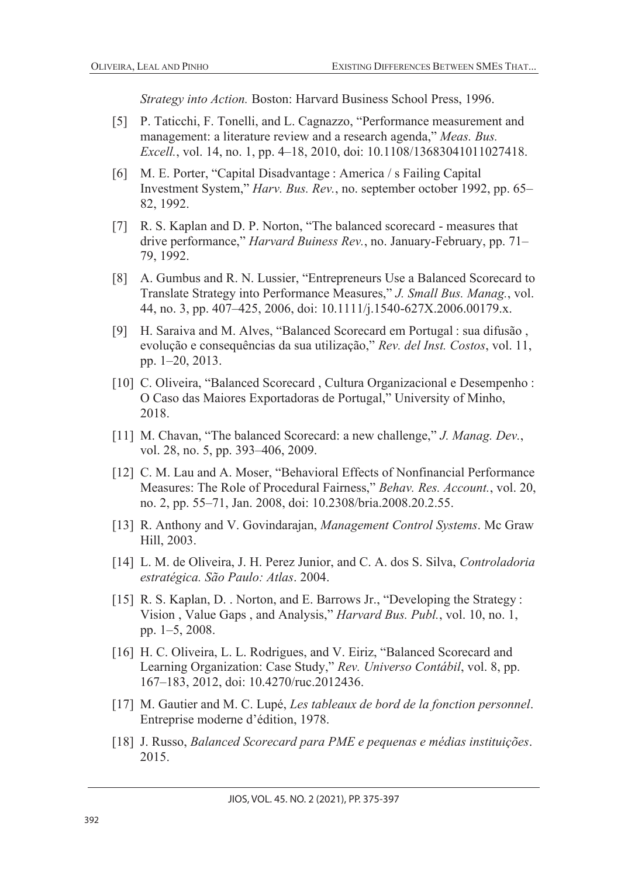*Strategy into Action.* Boston: Harvard Business School Press, 1996.

[5] P. Taticchi, F. Tonelli, and L. Cagnazzo, "Performance measurement and management: a literature review and a research agenda," *Meas. Bus. Excell.*, vol. 14, no. 1, pp. 4–18, 2010, doi: 10.1108/13683041011027418.

[6] M. E. Porter, "Capital Disadvantage : America / s Failing Capital Investment System," *Harv. Bus. Rev.*, no. september october 1992, pp. 65–82, 1992.

[7] R. S. Kaplan and D. P. Norton, "The balanced scorecard - measures that drive performance," *Harvard Buiness Rev.*, no. January-February, pp. 71–79, 1992.

[8] A. Gumbus and R. N. Lussier, "Entrepreneurs Use a Balanced Scorecard to Translate Strategy into Performance Measures," *J. Small Bus. Manag.*, vol. 44, no. 3, pp. 407–425, 2006, doi: 10.1111/j.1540-627X.2006.00179.x.

[9] H. Saraiva and M. Alves, "Balanced Scorecard em Portugal : sua difusão , evolução e consequências da sua utilização," *Rev. del Inst. Costos*, vol. 11, pp. 1–20, 2013.

[10] C. Oliveira, "Balanced Scorecard , Cultura Organizacional e Desempenho : O Caso das Maiores Exportadoras de Portugal," University of Minho, 2018.

[11] M. Chavan, "The balanced Scorecard: a new challenge," *J. Manag. Dev.*, vol. 28, no. 5, pp. 393–406, 2009.

[12] C. M. Lau and A. Moser, "Behavioral Effects of Nonfinancial Performance Measures: The Role of Procedural Fairness," *Behav. Res. Account.*, vol. 20, no. 2, pp. 55–71, Jan. 2008, doi: 10.2308/bria.2008.20.2.55.

[13] R. Anthony and V. Govindarajan, *Management Control Systems*. Mc Graw Hill, 2003.

[14] L. M. de Oliveira, J. H. Perez Junior, and C. A. dos S. Silva, *Controladoria estratégica. São Paulo: Atlas*. 2004.

[15] R. S. Kaplan, D. . Norton, and E. Barrows Jr., "Developing the Strategy : Vision , Value Gaps , and Analysis," *Harvard Bus. Publ.*, vol. 10, no. 1, pp. 1–5, 2008.

[16] H. C. Oliveira, L. L. Rodrigues, and V. Eiriz, "Balanced Scorecard and Learning Organization: Case Study," *Rev. Universo Contábil*, vol. 8, pp. 167–183, 2012, doi: 10.4270/ruc.2012436.

[17] M. Gautier and M. C. Lupé, *Les tableaux de bord de la fonction personnel*. Entreprise moderne d'édition, 1978.

[18] J. Russo, *Balanced Scorecard para PME e pequenas e médias instituições*. 2015.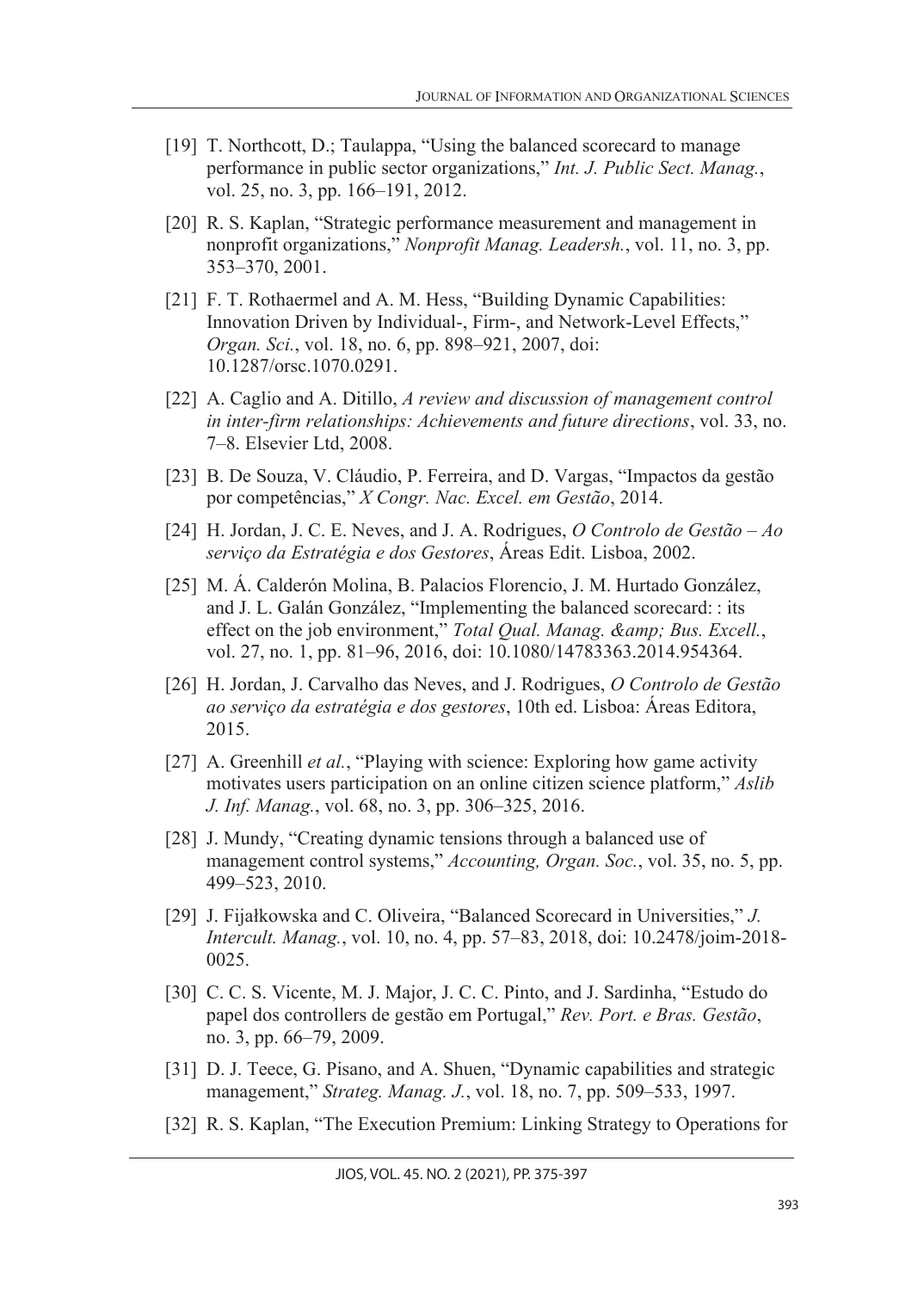[19] T. Northcott, D.; Taulappa, "Using the balanced scorecard to manage performance in public sector organizations," *Int. J. Public Sect. Manag.*, vol. 25, no. 3, pp. 166–191, 2012.

[20] R. S. Kaplan, "Strategic performance measurement and management in nonprofit organizations," *Nonprofit Manag. Leadersh.*, vol. 11, no. 3, pp. 353–370, 2001.

[21] F. T. Rothaermel and A. M. Hess, "Building Dynamic Capabilities: Innovation Driven by Individual-, Firm-, and Network-Level Effects," *Organ. Sci.*, vol. 18, no. 6, pp. 898–921, 2007, doi: 10.1287/orsc.1070.0291.

[22] A. Caglio and A. Ditillo, *A review and discussion of management control in inter-firm relationships: Achievements and future directions*, vol. 33, no. 7–8. Elsevier Ltd, 2008.

[23] B. De Souza, V. Cláudio, P. Ferreira, and D. Vargas, "Impactos da gestão por competências," *X Congr. Nac. Excel. em Gestão*, 2014.

[24] H. Jordan, J. C. E. Neves, and J. A. Rodrigues, *O Controlo de Gestão – Ao serviço da Estratégia e dos Gestores*, Áreas Edit. Lisboa, 2002.

[25] M. Á. Calderón Molina, B. Palacios Florencio, J. M. Hurtado González, and J. L. Galán González, "Implementing the balanced scorecard: : its effect on the job environment," *Total Qual. Manag. &amp; Bus. Excell.*, vol. 27, no. 1, pp. 81–96, 2016, doi: 10.1080/14783363.2014.954364.

[26] H. Jordan, J. Carvalho das Neves, and J. Rodrigues, *O Controlo de Gestão ao serviço da estratégia e dos gestores*, 10th ed. Lisboa: Áreas Editora, 2015.

[27] A. Greenhill *et al.*, "Playing with science: Exploring how game activity motivates users participation on an online citizen science platform," *Aslib J. Inf. Manag.*, vol. 68, no. 3, pp. 306–325, 2016.

[28] J. Mundy, "Creating dynamic tensions through a balanced use of management control systems," *Accounting, Organ. Soc.*, vol. 35, no. 5, pp. 499–523, 2010.

[29] J. Fijałkowska and C. Oliveira, "Balanced Scorecard in Universities," *J. Intercult. Manag.*, vol. 10, no. 4, pp. 57–83, 2018, doi: 10.2478/joim-2018-0025.

[30] C. C. S. Vicente, M. J. Major, J. C. C. Pinto, and J. Sardinha, "Estudo do papel dos controllers de gestão em Portugal," *Rev. Port. e Bras. Gestão*, no. 3, pp. 66–79, 2009.

[31] D. J. Teece, G. Pisano, and A. Shuen, "Dynamic capabilities and strategic management," *Strateg. Manag. J.*, vol. 18, no. 7, pp. 509–533, 1997.

[32] R. S. Kaplan, "The Execution Premium: Linking Strategy to Operations for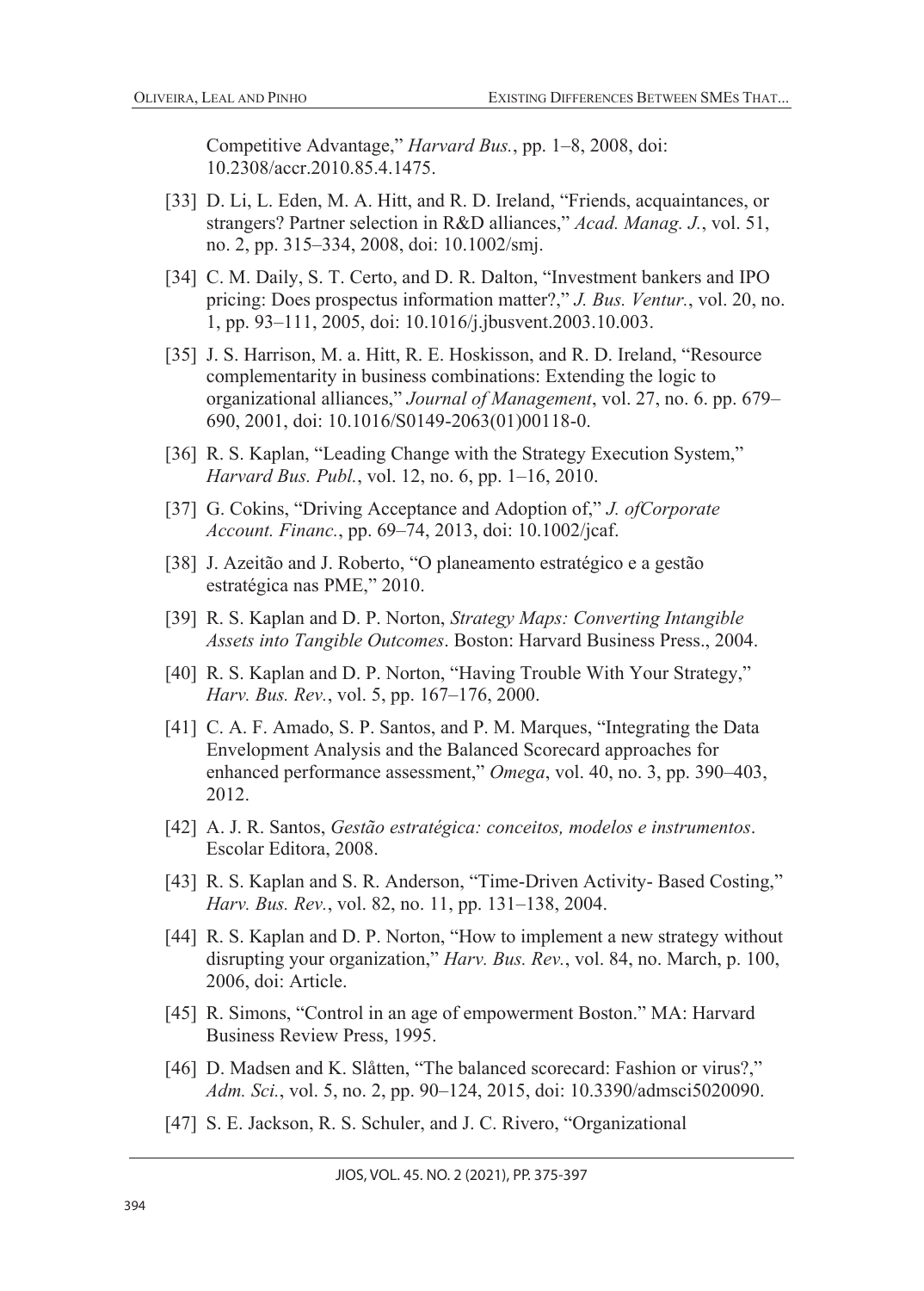Competitive Advantage," *Harvard Bus.*, pp. 1–8, 2008, doi: 10.2308/accr.2010.85.4.1475.

[33] D. Li, L. Eden, M. A. Hitt, and R. D. Ireland, "Friends, acquaintances, or strangers? Partner selection in R&D alliances," *Acad. Manag. J.*, vol. 51, no. 2, pp. 315–334, 2008, doi: 10.1002/smj.

[34] C. M. Daily, S. T. Certo, and D. R. Dalton, "Investment bankers and IPO pricing: Does prospectus information matter?," *J. Bus. Ventur.*, vol. 20, no. 1, pp. 93–111, 2005, doi: 10.1016/j.jbusvent.2003.10.003.

[35] J. S. Harrison, M. a. Hitt, R. E. Hoskisson, and R. D. Ireland, "Resource complementarity in business combinations: Extending the logic to organizational alliances," *Journal of Management*, vol. 27, no. 6. pp. 679–690, 2001, doi: 10.1016/S0149-2063(01)00118-0.

[36] R. S. Kaplan, "Leading Change with the Strategy Execution System," *Harvard Bus. Publ.*, vol. 12, no. 6, pp. 1–16, 2010.

[37] G. Cokins, "Driving Acceptance and Adoption of," *J. ofCorporate Account. Financ.*, pp. 69–74, 2013, doi: 10.1002/jcaf.

[38] J. Azeitão and J. Roberto, "O planeamento estratégico e a gestão estratégica nas PME," 2010.

[39] R. S. Kaplan and D. P. Norton, *Strategy Maps: Converting Intangible Assets into Tangible Outcomes*. Boston: Harvard Business Press., 2004.

[40] R. S. Kaplan and D. P. Norton, "Having Trouble With Your Strategy," *Harv. Bus. Rev.*, vol. 5, pp. 167–176, 2000.

[41] C. A. F. Amado, S. P. Santos, and P. M. Marques, "Integrating the Data Envelopment Analysis and the Balanced Scorecard approaches for enhanced performance assessment," *Omega*, vol. 40, no. 3, pp. 390–403, 2012.

[42] A. J. R. Santos, *Gestão estratégica: conceitos, modelos e instrumentos*. Escolar Editora, 2008.

[43] R. S. Kaplan and S. R. Anderson, "Time-Driven Activity- Based Costing," *Harv. Bus. Rev.*, vol. 82, no. 11, pp. 131–138, 2004.

[44] R. S. Kaplan and D. P. Norton, "How to implement a new strategy without disrupting your organization," *Harv. Bus. Rev.*, vol. 84, no. March, p. 100, 2006, doi: Article.

[45] R. Simons, "Control in an age of empowerment Boston." MA: Harvard Business Review Press, 1995.

[46] D. Madsen and K. Slåtten, "The balanced scorecard: Fashion or virus?," *Adm. Sci.*, vol. 5, no. 2, pp. 90–124, 2015, doi: 10.3390/admsci5020090.

[47] S. E. Jackson, R. S. Schuler, and J. C. Rivero, "Organizational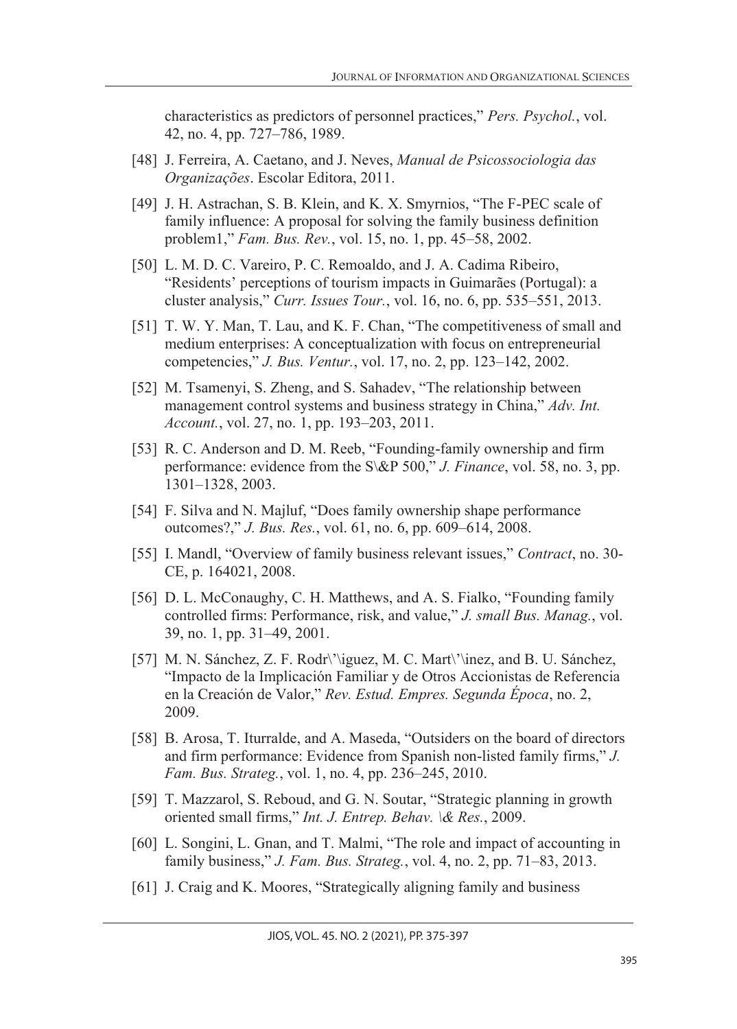characteristics as predictors of personnel practices," *Pers. Psychol.*, vol. 42, no. 4, pp. 727–786, 1989.

[48] J. Ferreira, A. Caetano, and J. Neves, *Manual de Psicossociologia das Organizações*. Escolar Editora, 2011.

[49] J. H. Astrachan, S. B. Klein, and K. X. Smyrnios, "The F-PEC scale of family influence: A proposal for solving the family business definition problem1," *Fam. Bus. Rev.*, vol. 15, no. 1, pp. 45–58, 2002.

[50] L. M. D. C. Vareiro, P. C. Remoaldo, and J. A. Cadima Ribeiro, "Residents' perceptions of tourism impacts in Guimarães (Portugal): a cluster analysis," *Curr. Issues Tour.*, vol. 16, no. 6, pp. 535–551, 2013.

[51] T. W. Y. Man, T. Lau, and K. F. Chan, "The competitiveness of small and medium enterprises: A conceptualization with focus on entrepreneurial competencies," *J. Bus. Ventur.*, vol. 17, no. 2, pp. 123–142, 2002.

[52] M. Tsamenyi, S. Zheng, and S. Sahadev, "The relationship between management control systems and business strategy in China," *Adv. Int. Account.*, vol. 27, no. 1, pp. 193–203, 2011.

[53] R. C. Anderson and D. M. Reeb, "Founding-family ownership and firm performance: evidence from the S\&P 500," *J. Finance*, vol. 58, no. 3, pp. 1301–1328, 2003.

[54] F. Silva and N. Majluf, "Does family ownership shape performance outcomes?," *J. Bus. Res.*, vol. 61, no. 6, pp. 609–614, 2008.

[55] I. Mandl, "Overview of family business relevant issues," *Contract*, no. 30-CE, p. 164021, 2008.

[56] D. L. McConaughy, C. H. Matthews, and A. S. Fialko, "Founding family controlled firms: Performance, risk, and value," *J. small Bus. Manag.*, vol. 39, no. 1, pp. 31–49, 2001.

[57] M. N. Sánchez, Z. F. Rodr\'\iguez, M. C. Mart\'\inez, and B. U. Sánchez, "Impacto de la Implicación Familiar y de Otros Accionistas de Referencia en la Creación de Valor," *Rev. Estud. Empres. Segunda Época*, no. 2, 2009.

[58] B. Arosa, T. Iturralde, and A. Maseda, "Outsiders on the board of directors and firm performance: Evidence from Spanish non-listed family firms," *J. Fam. Bus. Strateg.*, vol. 1, no. 4, pp. 236–245, 2010.

[59] T. Mazzarol, S. Reboud, and G. N. Soutar, "Strategic planning in growth oriented small firms," *Int. J. Entrep. Behav. \& Res.*, 2009.

[60] L. Songini, L. Gnan, and T. Malmi, "The role and impact of accounting in family business," *J. Fam. Bus. Strateg.*, vol. 4, no. 2, pp. 71–83, 2013.

[61] J. Craig and K. Moores, "Strategically aligning family and business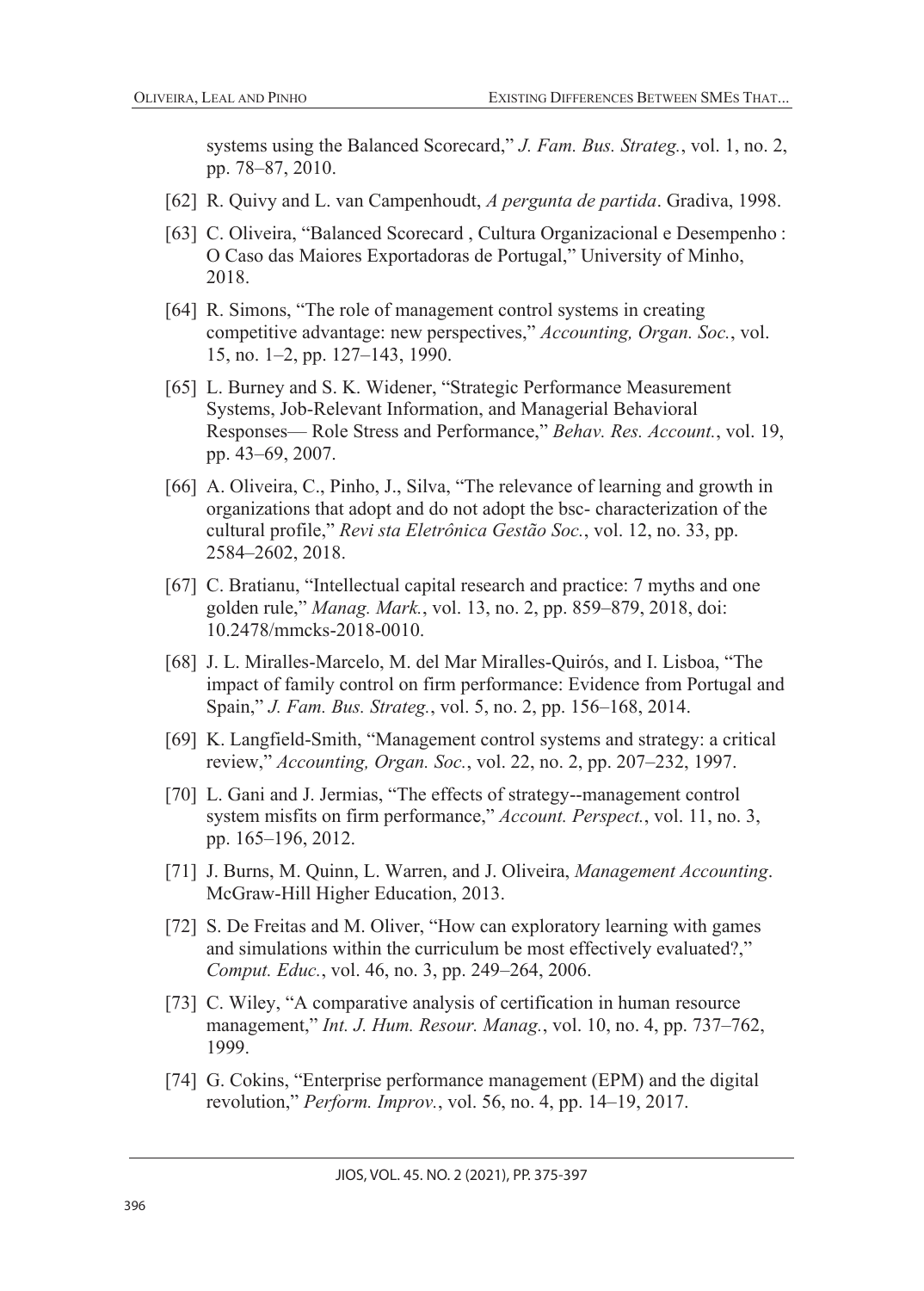systems using the Balanced Scorecard," *J. Fam. Bus. Strateg.*, vol. 1, no. 2, pp. 78–87, 2010.

[62] R. Quivy and L. van Campenhoudt, *A pergunta de partida*. Gradiva, 1998.

[63] C. Oliveira, "Balanced Scorecard , Cultura Organizacional e Desempenho : O Caso das Maiores Exportadoras de Portugal," University of Minho, 2018.

[64] R. Simons, "The role of management control systems in creating competitive advantage: new perspectives," *Accounting, Organ. Soc.*, vol. 15, no. 1–2, pp. 127–143, 1990.

[65] L. Burney and S. K. Widener, "Strategic Performance Measurement Systems, Job-Relevant Information, and Managerial Behavioral Responses— Role Stress and Performance," *Behav. Res. Account.*, vol. 19, pp. 43–69, 2007.

[66] A. Oliveira, C., Pinho, J., Silva, "The relevance of learning and growth in organizations that adopt and do not adopt the bsc- characterization of the cultural profile," *Revi sta Eletrônica Gestão Soc.*, vol. 12, no. 33, pp. 2584–2602, 2018.

[67] C. Bratianu, "Intellectual capital research and practice: 7 myths and one golden rule," *Manag. Mark.*, vol. 13, no. 2, pp. 859–879, 2018, doi: 10.2478/mmcks-2018-0010.

[68] J. L. Miralles-Marcelo, M. del Mar Miralles-Quirós, and I. Lisboa, "The impact of family control on firm performance: Evidence from Portugal and Spain," *J. Fam. Bus. Strateg.*, vol. 5, no. 2, pp. 156–168, 2014.

[69] K. Langfield-Smith, "Management control systems and strategy: a critical review," *Accounting, Organ. Soc.*, vol. 22, no. 2, pp. 207–232, 1997.

[70] L. Gani and J. Jermias, "The effects of strategy--management control system misfits on firm performance," *Account. Perspect.*, vol. 11, no. 3, pp. 165–196, 2012.

[71] J. Burns, M. Quinn, L. Warren, and J. Oliveira, *Management Accounting*. McGraw-Hill Higher Education, 2013.

[72] S. De Freitas and M. Oliver, "How can exploratory learning with games and simulations within the curriculum be most effectively evaluated?," *Comput. Educ.*, vol. 46, no. 3, pp. 249–264, 2006.

[73] C. Wiley, "A comparative analysis of certification in human resource management," *Int. J. Hum. Resour. Manag.*, vol. 10, no. 4, pp. 737–762, 1999.

[74] G. Cokins, "Enterprise performance management (EPM) and the digital revolution," *Perform. Improv.*, vol. 56, no. 4, pp. 14–19, 2017.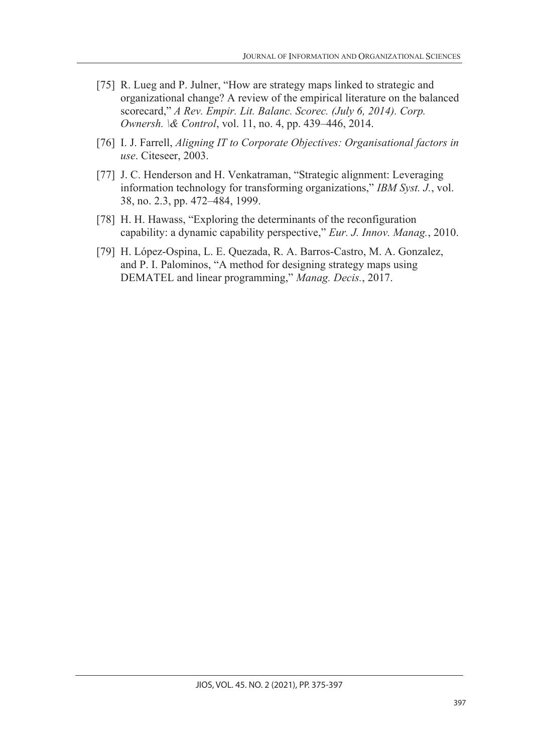[75] R. Lueg and P. Julner, "How are strategy maps linked to strategic and organizational change? A review of the empirical literature on the balanced scorecard," *A Rev. Empir. Lit. Balanc. Scorec. (July 6, 2014). Corp. Ownersh. \& Control*, vol. 11, no. 4, pp. 439–446, 2014.

[76] I. J. Farrell, *Aligning IT to Corporate Objectives: Organisational factors in use*. Citeseer, 2003.

[77] J. C. Henderson and H. Venkatraman, "Strategic alignment: Leveraging information technology for transforming organizations," *IBM Syst. J.*, vol. 38, no. 2.3, pp. 472–484, 1999.

[78] H. H. Hawass, "Exploring the determinants of the reconfiguration capability: a dynamic capability perspective," *Eur. J. Innov. Manag.*, 2010.

[79] H. López-Ospina, L. E. Quezada, R. A. Barros-Castro, M. A. Gonzalez, and P. I. Palominos, "A method for designing strategy maps using DEMATEL and linear programming," *Manag. Decis.*, 2017.